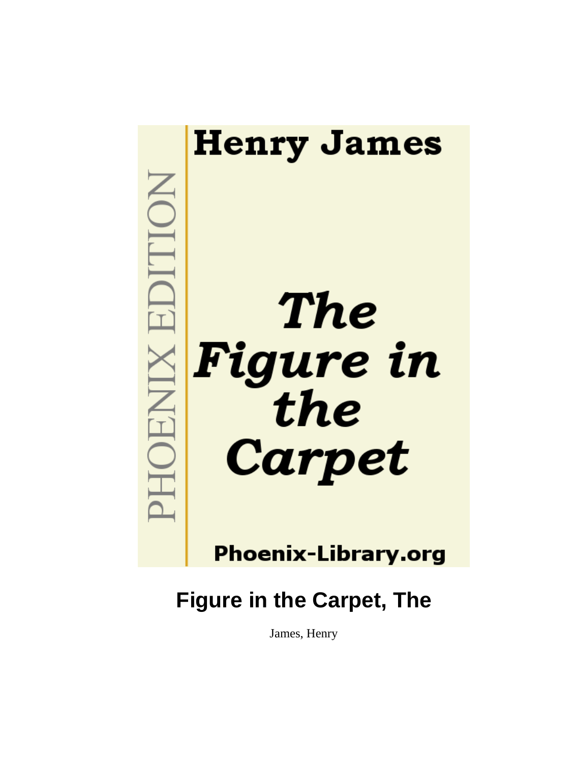Henry James

PHOENIX EDITION

*The Figure in the Carpet*

Phoenix-Library.org

# Figure in the Carpet, The

James, Henry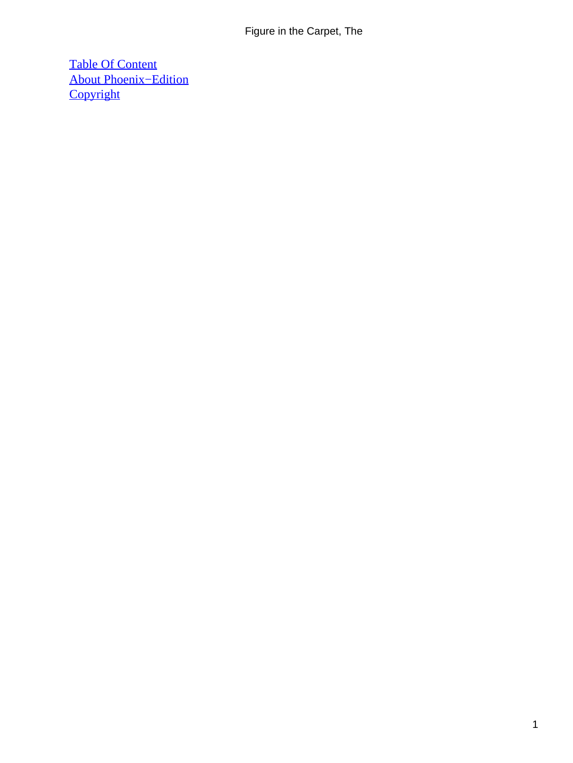[Table Of Content](#)
[About Phoenix−Edition](#)
[Copyright](#)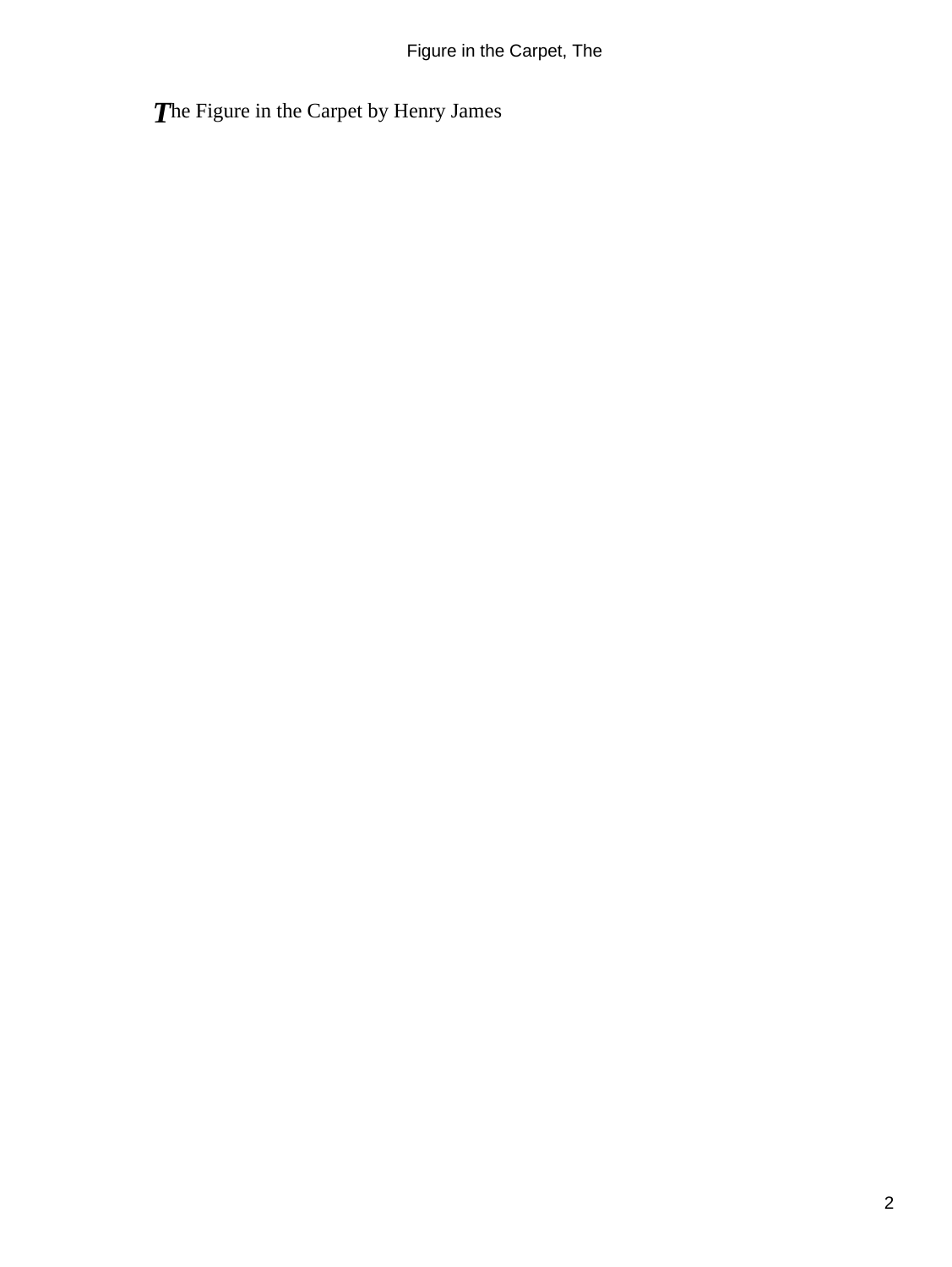The Figure in the Carpet by Henry James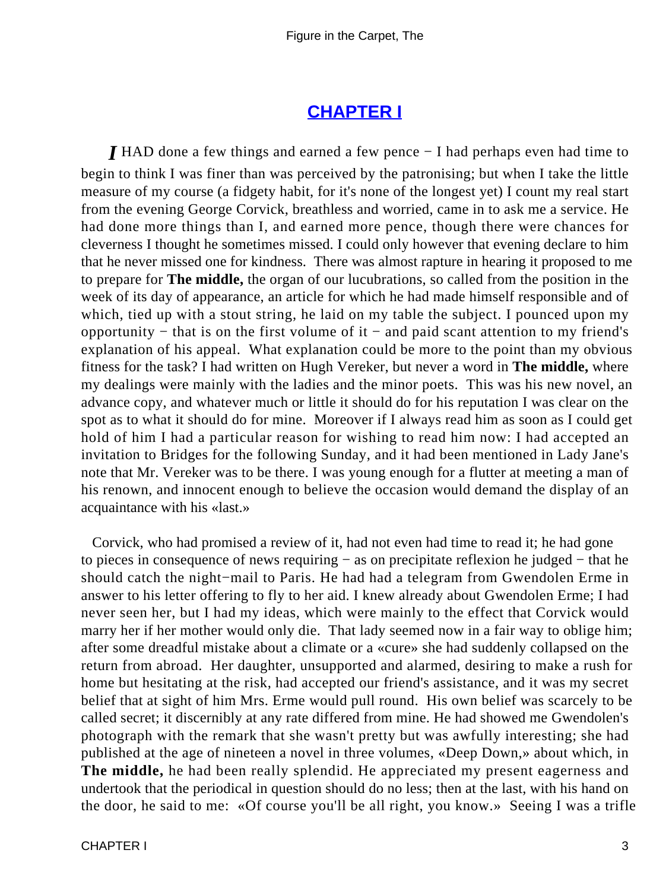# CHAPTER I

*I* HAD done a few things and earned a few pence − I had perhaps even had time to begin to think I was finer than was perceived by the patronising; but when I take the little measure of my course (a fidgety habit, for it's none of the longest yet) I count my real start from the evening George Corvick, breathless and worried, came in to ask me a service. He had done more things than I, and earned more pence, though there were chances for cleverness I thought he sometimes missed. I could only however that evening declare to him that he never missed one for kindness. There was almost rapture in hearing it proposed to me to prepare for **The middle,** the organ of our lucubrations, so called from the position in the week of its day of appearance, an article for which he had made himself responsible and of which, tied up with a stout string, he laid on my table the subject. I pounced upon my opportunity − that is on the first volume of it − and paid scant attention to my friend's explanation of his appeal. What explanation could be more to the point than my obvious fitness for the task? I had written on Hugh Vereker, but never a word in **The middle,** where my dealings were mainly with the ladies and the minor poets. This was his new novel, an advance copy, and whatever much or little it should do for his reputation I was clear on the spot as to what it should do for mine. Moreover if I always read him as soon as I could get hold of him I had a particular reason for wishing to read him now: I had accepted an invitation to Bridges for the following Sunday, and it had been mentioned in Lady Jane's note that Mr. Vereker was to be there. I was young enough for a flutter at meeting a man of his renown, and innocent enough to believe the occasion would demand the display of an acquaintance with his «last.»

Corvick, who had promised a review of it, had not even had time to read it; he had gone to pieces in consequence of news requiring − as on precipitate reflexion he judged − that he should catch the night−mail to Paris. He had had a telegram from Gwendolen Erme in answer to his letter offering to fly to her aid. I knew already about Gwendolen Erme; I had never seen her, but I had my ideas, which were mainly to the effect that Corvick would marry her if her mother would only die. That lady seemed now in a fair way to oblige him; after some dreadful mistake about a climate or a «cure» she had suddenly collapsed on the return from abroad. Her daughter, unsupported and alarmed, desiring to make a rush for home but hesitating at the risk, had accepted our friend's assistance, and it was my secret belief that at sight of him Mrs. Erme would pull round. His own belief was scarcely to be called secret; it discernibly at any rate differed from mine. He had showed me Gwendolen's photograph with the remark that she wasn't pretty but was awfully interesting; she had published at the age of nineteen a novel in three volumes, «Deep Down,» about which, in **The middle,** he had been really splendid. He appreciated my present eagerness and undertook that the periodical in question should do no less; then at the last, with his hand on the door, he said to me: «Of course you'll be all right, you know.» Seeing I was a trifle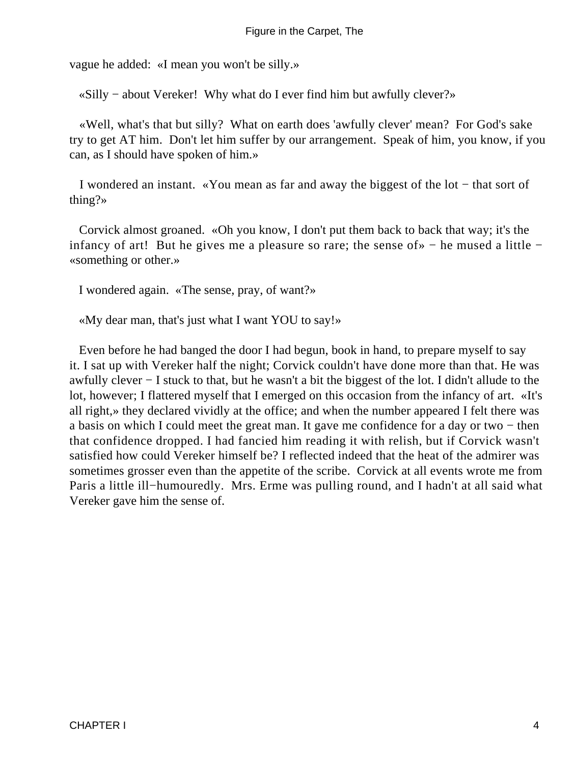vague he added: «I mean you won't be silly.»

«Silly − about Vereker! Why what do I ever find him but awfully clever?»

«Well, what's that but silly? What on earth does 'awfully clever' mean? For God's sake try to get AT him. Don't let him suffer by our arrangement. Speak of him, you know, if you can, as I should have spoken of him.»

I wondered an instant. «You mean as far and away the biggest of the lot − that sort of thing?»

Corvick almost groaned. «Oh you know, I don't put them back to back that way; it's the infancy of art! But he gives me a pleasure so rare; the sense of» − he mused a little − «something or other.»

I wondered again. «The sense, pray, of want?»

«My dear man, that's just what I want YOU to say!»

Even before he had banged the door I had begun, book in hand, to prepare myself to say it. I sat up with Vereker half the night; Corvick couldn't have done more than that. He was awfully clever − I stuck to that, but he wasn't a bit the biggest of the lot. I didn't allude to the lot, however; I flattered myself that I emerged on this occasion from the infancy of art. «It's all right,» they declared vividly at the office; and when the number appeared I felt there was a basis on which I could meet the great man. It gave me confidence for a day or two − then that confidence dropped. I had fancied him reading it with relish, but if Corvick wasn't satisfied how could Vereker himself be? I reflected indeed that the heat of the admirer was sometimes grosser even than the appetite of the scribe. Corvick at all events wrote me from Paris a little ill−humouredly. Mrs. Erme was pulling round, and I hadn't at all said what Vereker gave him the sense of.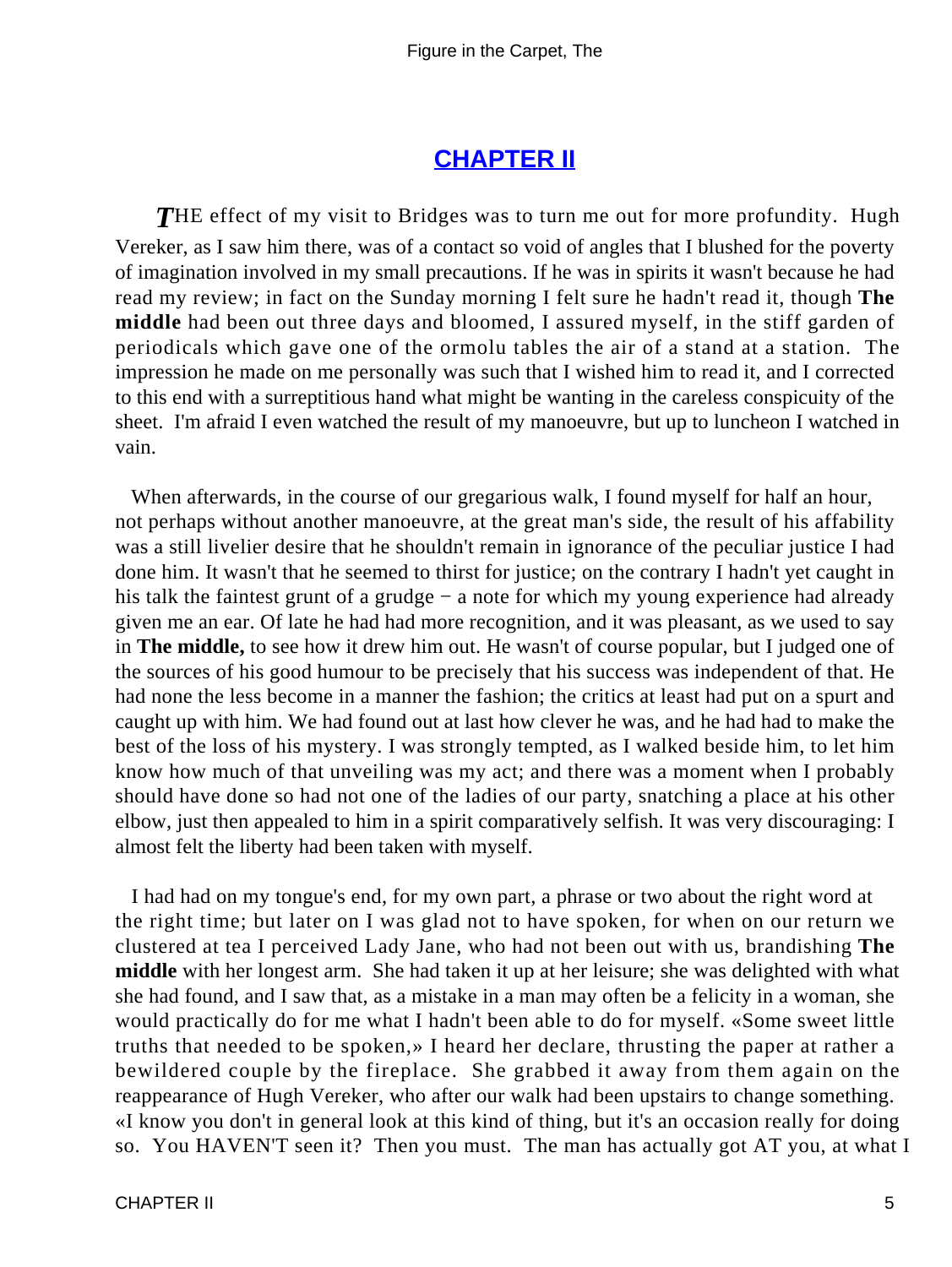## CHAPTER II

*T*HE effect of my visit to Bridges was to turn me out for more profundity. Hugh Vereker, as I saw him there, was of a contact so void of angles that I blushed for the poverty of imagination involved in my small precautions. If he was in spirits it wasn't because he had read my review; in fact on the Sunday morning I felt sure he hadn't read it, though **The middle** had been out three days and bloomed, I assured myself, in the stiff garden of periodicals which gave one of the ormolu tables the air of a stand at a station. The impression he made on me personally was such that I wished him to read it, and I corrected to this end with a surreptitious hand what might be wanting in the careless conspicuity of the sheet. I'm afraid I even watched the result of my manoeuvre, but up to luncheon I watched in vain.

When afterwards, in the course of our gregarious walk, I found myself for half an hour, not perhaps without another manoeuvre, at the great man's side, the result of his affability was a still livelier desire that he shouldn't remain in ignorance of the peculiar justice I had done him. It wasn't that he seemed to thirst for justice; on the contrary I hadn't yet caught in his talk the faintest grunt of a grudge − a note for which my young experience had already given me an ear. Of late he had had more recognition, and it was pleasant, as we used to say in **The middle,** to see how it drew him out. He wasn't of course popular, but I judged one of the sources of his good humour to be precisely that his success was independent of that. He had none the less become in a manner the fashion; the critics at least had put on a spurt and caught up with him. We had found out at last how clever he was, and he had had to make the best of the loss of his mystery. I was strongly tempted, as I walked beside him, to let him know how much of that unveiling was my act; and there was a moment when I probably should have done so had not one of the ladies of our party, snatching a place at his other elbow, just then appealed to him in a spirit comparatively selfish. It was very discouraging: I almost felt the liberty had been taken with myself.

I had had on my tongue's end, for my own part, a phrase or two about the right word at the right time; but later on I was glad not to have spoken, for when on our return we clustered at tea I perceived Lady Jane, who had not been out with us, brandishing **The middle** with her longest arm. She had taken it up at her leisure; she was delighted with what she had found, and I saw that, as a mistake in a man may often be a felicity in a woman, she would practically do for me what I hadn't been able to do for myself. «Some sweet little truths that needed to be spoken,» I heard her declare, thrusting the paper at rather a bewildered couple by the fireplace. She grabbed it away from them again on the reappearance of Hugh Vereker, who after our walk had been upstairs to change something. «I know you don't in general look at this kind of thing, but it's an occasion really for doing so. You HAVEN'T seen it? Then you must. The man has actually got AT you, at what I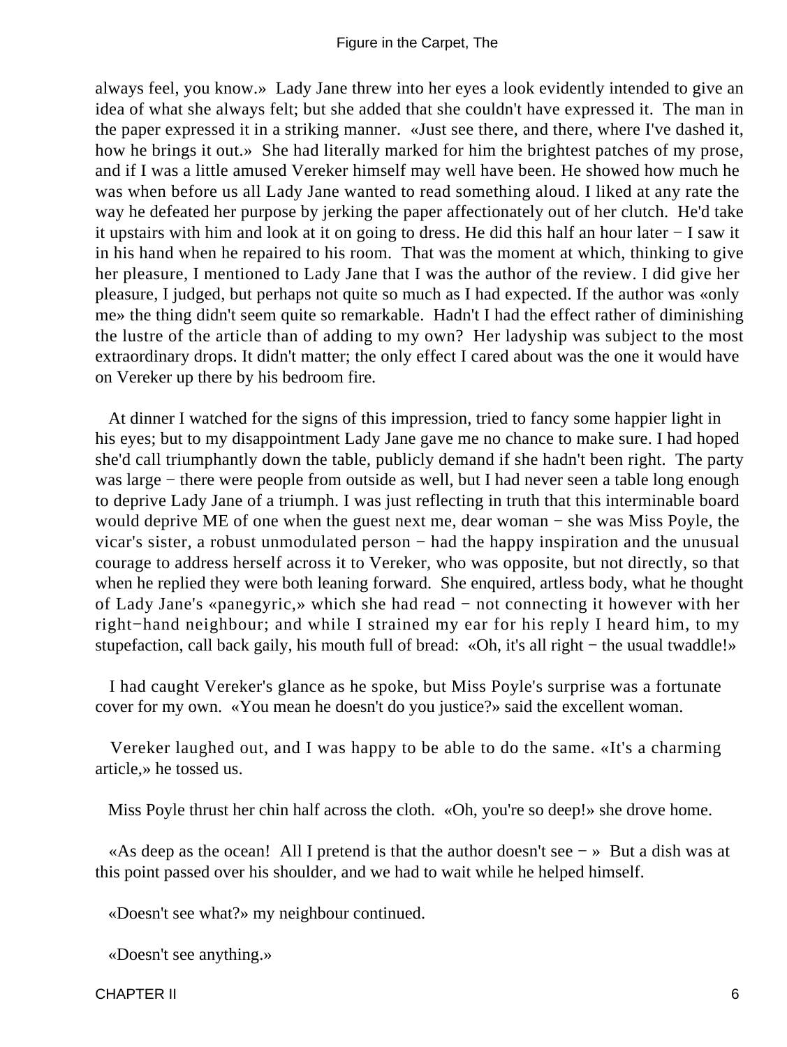always feel, you know.» Lady Jane threw into her eyes a look evidently intended to give an idea of what she always felt; but she added that she couldn't have expressed it. The man in the paper expressed it in a striking manner. «Just see there, and there, where I've dashed it, how he brings it out.» She had literally marked for him the brightest patches of my prose, and if I was a little amused Vereker himself may well have been. He showed how much he was when before us all Lady Jane wanted to read something aloud. I liked at any rate the way he defeated her purpose by jerking the paper affectionately out of her clutch. He'd take it upstairs with him and look at it on going to dress. He did this half an hour later − I saw it in his hand when he repaired to his room. That was the moment at which, thinking to give her pleasure, I mentioned to Lady Jane that I was the author of the review. I did give her pleasure, I judged, but perhaps not quite so much as I had expected. If the author was «only me» the thing didn't seem quite so remarkable. Hadn't I had the effect rather of diminishing the lustre of the article than of adding to my own? Her ladyship was subject to the most extraordinary drops. It didn't matter; the only effect I cared about was the one it would have on Vereker up there by his bedroom fire.

At dinner I watched for the signs of this impression, tried to fancy some happier light in his eyes; but to my disappointment Lady Jane gave me no chance to make sure. I had hoped she'd call triumphantly down the table, publicly demand if she hadn't been right. The party was large − there were people from outside as well, but I had never seen a table long enough to deprive Lady Jane of a triumph. I was just reflecting in truth that this interminable board would deprive ME of one when the guest next me, dear woman − she was Miss Poyle, the vicar's sister, a robust unmodulated person − had the happy inspiration and the unusual courage to address herself across it to Vereker, who was opposite, but not directly, so that when he replied they were both leaning forward. She enquired, artless body, what he thought of Lady Jane's «panegyric,» which she had read − not connecting it however with her right−hand neighbour; and while I strained my ear for his reply I heard him, to my stupefaction, call back gaily, his mouth full of bread: «Oh, it's all right − the usual twaddle!»

I had caught Vereker's glance as he spoke, but Miss Poyle's surprise was a fortunate cover for my own. «You mean he doesn't do you justice?» said the excellent woman.

Vereker laughed out, and I was happy to be able to do the same. «It's a charming article,» he tossed us.

Miss Poyle thrust her chin half across the cloth. «Oh, you're so deep!» she drove home.

«As deep as the ocean! All I pretend is that the author doesn't see − » But a dish was at this point passed over his shoulder, and we had to wait while he helped himself.

«Doesn't see what?» my neighbour continued.

«Doesn't see anything.»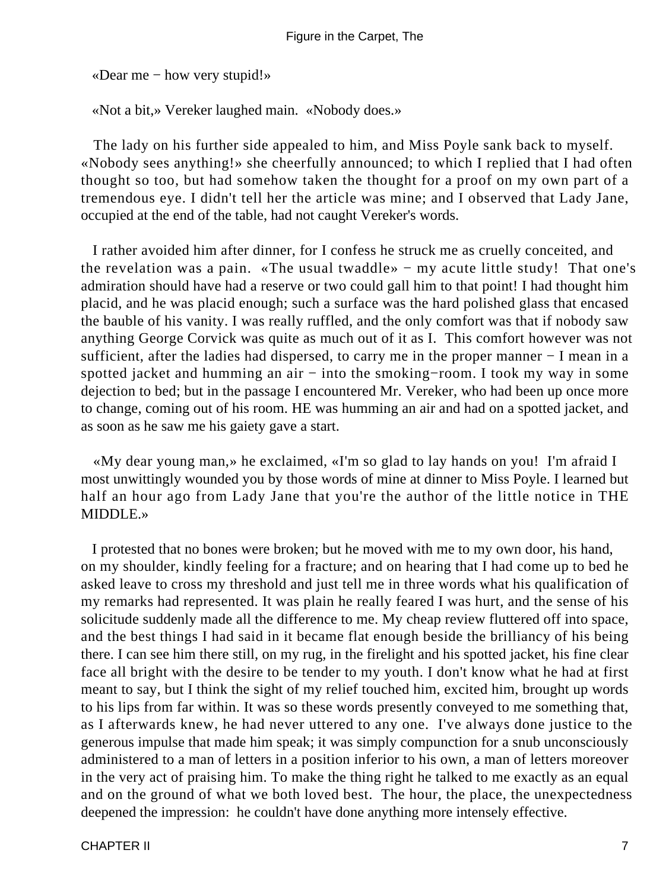«Dear me − how very stupid!»

«Not a bit,» Vereker laughed main. «Nobody does.»

The lady on his further side appealed to him, and Miss Poyle sank back to myself. «Nobody sees anything!» she cheerfully announced; to which I replied that I had often thought so too, but had somehow taken the thought for a proof on my own part of a tremendous eye. I didn't tell her the article was mine; and I observed that Lady Jane, occupied at the end of the table, had not caught Vereker's words.

I rather avoided him after dinner, for I confess he struck me as cruelly conceited, and the revelation was a pain. «The usual twaddle» − my acute little study! That one's admiration should have had a reserve or two could gall him to that point! I had thought him placid, and he was placid enough; such a surface was the hard polished glass that encased the bauble of his vanity. I was really ruffled, and the only comfort was that if nobody saw anything George Corvick was quite as much out of it as I. This comfort however was not sufficient, after the ladies had dispersed, to carry me in the proper manner − I mean in a spotted jacket and humming an air − into the smoking−room. I took my way in some dejection to bed; but in the passage I encountered Mr. Vereker, who had been up once more to change, coming out of his room. HE was humming an air and had on a spotted jacket, and as soon as he saw me his gaiety gave a start.

«My dear young man,» he exclaimed, «I'm so glad to lay hands on you! I'm afraid I most unwittingly wounded you by those words of mine at dinner to Miss Poyle. I learned but half an hour ago from Lady Jane that you're the author of the little notice in THE MIDDLE.»

I protested that no bones were broken; but he moved with me to my own door, his hand, on my shoulder, kindly feeling for a fracture; and on hearing that I had come up to bed he asked leave to cross my threshold and just tell me in three words what his qualification of my remarks had represented. It was plain he really feared I was hurt, and the sense of his solicitude suddenly made all the difference to me. My cheap review fluttered off into space, and the best things I had said in it became flat enough beside the brilliancy of his being there. I can see him there still, on my rug, in the firelight and his spotted jacket, his fine clear face all bright with the desire to be tender to my youth. I don't know what he had at first meant to say, but I think the sight of my relief touched him, excited him, brought up words to his lips from far within. It was so these words presently conveyed to me something that, as I afterwards knew, he had never uttered to any one. I've always done justice to the generous impulse that made him speak; it was simply compunction for a snub unconsciously administered to a man of letters in a position inferior to his own, a man of letters moreover in the very act of praising him. To make the thing right he talked to me exactly as an equal and on the ground of what we both loved best. The hour, the place, the unexpectedness deepened the impression: he couldn't have done anything more intensely effective.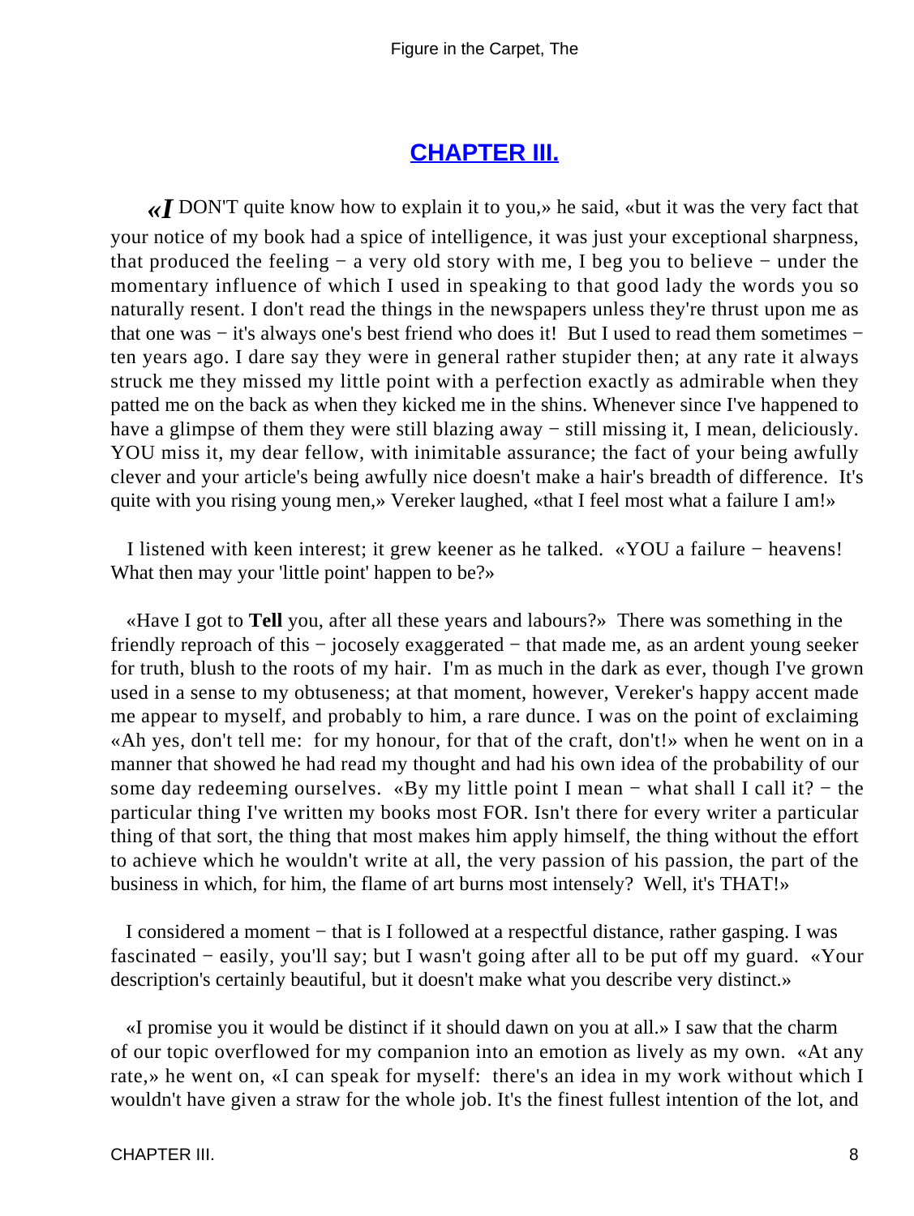## CHAPTER III.

«I DON'T quite know how to explain it to you,» he said, «but it was the very fact that your notice of my book had a spice of intelligence, it was just your exceptional sharpness, that produced the feeling − a very old story with me, I beg you to believe − under the momentary influence of which I used in speaking to that good lady the words you so naturally resent. I don't read the things in the newspapers unless they're thrust upon me as that one was − it's always one's best friend who does it! But I used to read them sometimes − ten years ago. I dare say they were in general rather stupider then; at any rate it always struck me they missed my little point with a perfection exactly as admirable when they patted me on the back as when they kicked me in the shins. Whenever since I've happened to have a glimpse of them they were still blazing away − still missing it, I mean, deliciously. YOU miss it, my dear fellow, with inimitable assurance; the fact of your being awfully clever and your article's being awfully nice doesn't make a hair's breadth of difference. It's quite with you rising young men,» Vereker laughed, «that I feel most what a failure I am!»

I listened with keen interest; it grew keener as he talked. «YOU a failure − heavens! What then may your 'little point' happen to be?»

«Have I got to **Tell** you, after all these years and labours?» There was something in the friendly reproach of this − jocosely exaggerated − that made me, as an ardent young seeker for truth, blush to the roots of my hair. I'm as much in the dark as ever, though I've grown used in a sense to my obtuseness; at that moment, however, Vereker's happy accent made me appear to myself, and probably to him, a rare dunce. I was on the point of exclaiming «Ah yes, don't tell me: for my honour, for that of the craft, don't!» when he went on in a manner that showed he had read my thought and had his own idea of the probability of our some day redeeming ourselves. «By my little point I mean − what shall I call it? − the particular thing I've written my books most FOR. Isn't there for every writer a particular thing of that sort, the thing that most makes him apply himself, the thing without the effort to achieve which he wouldn't write at all, the very passion of his passion, the part of the business in which, for him, the flame of art burns most intensely? Well, it's THAT!»

I considered a moment − that is I followed at a respectful distance, rather gasping. I was fascinated − easily, you'll say; but I wasn't going after all to be put off my guard. «Your description's certainly beautiful, but it doesn't make what you describe very distinct.»

«I promise you it would be distinct if it should dawn on you at all.» I saw that the charm of our topic overflowed for my companion into an emotion as lively as my own. «At any rate,» he went on, «I can speak for myself: there's an idea in my work without which I wouldn't have given a straw for the whole job. It's the finest fullest intention of the lot, and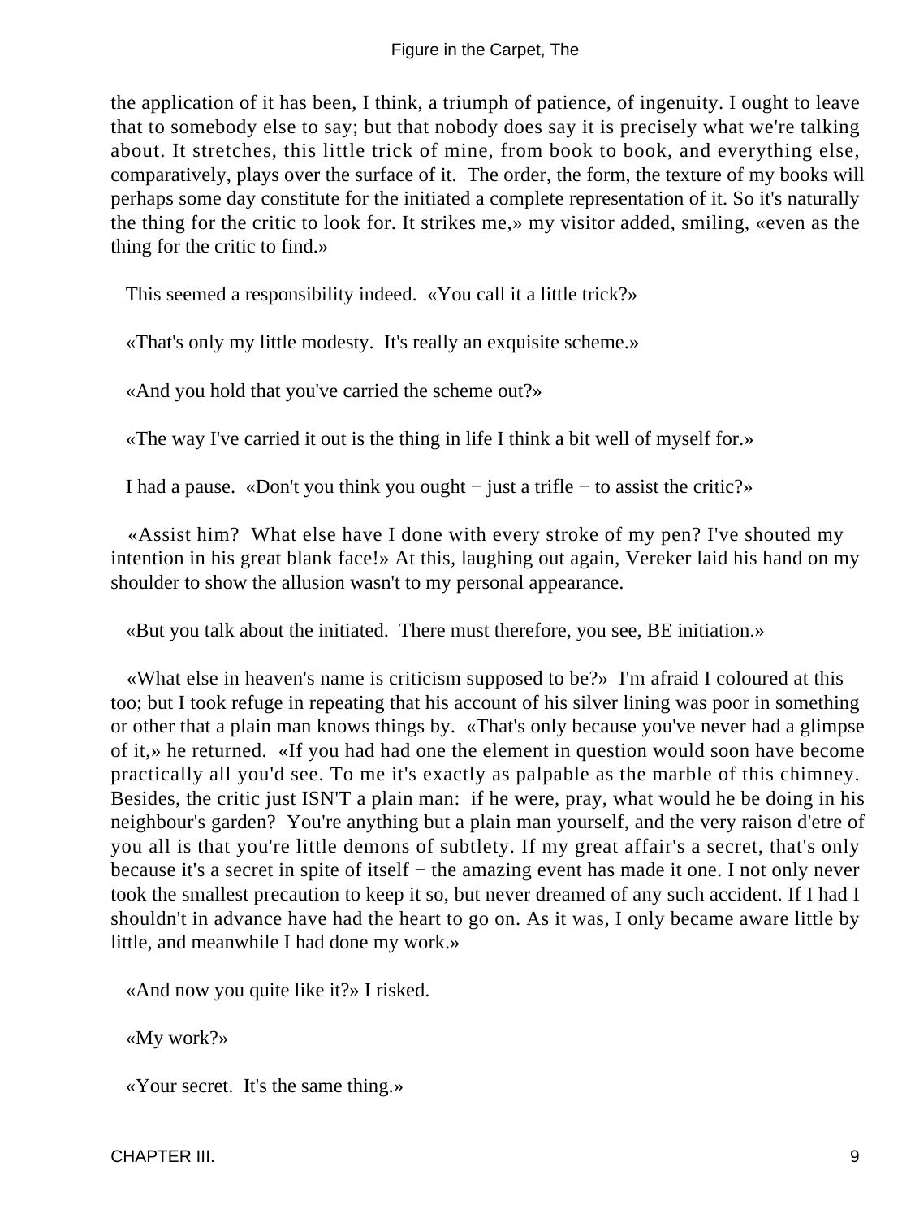the application of it has been, I think, a triumph of patience, of ingenuity. I ought to leave that to somebody else to say; but that nobody does say it is precisely what we're talking about. It stretches, this little trick of mine, from book to book, and everything else, comparatively, plays over the surface of it. The order, the form, the texture of my books will perhaps some day constitute for the initiated a complete representation of it. So it's naturally the thing for the critic to look for. It strikes me,» my visitor added, smiling, «even as the thing for the critic to find.»

This seemed a responsibility indeed. «You call it a little trick?»

«That's only my little modesty. It's really an exquisite scheme.»

«And you hold that you've carried the scheme out?»

«The way I've carried it out is the thing in life I think a bit well of myself for.»

I had a pause. «Don't you think you ought − just a trifle − to assist the critic?»

«Assist him? What else have I done with every stroke of my pen? I've shouted my intention in his great blank face!» At this, laughing out again, Vereker laid his hand on my shoulder to show the allusion wasn't to my personal appearance.

«But you talk about the initiated. There must therefore, you see, BE initiation.»

«What else in heaven's name is criticism supposed to be?» I'm afraid I coloured at this too; but I took refuge in repeating that his account of his silver lining was poor in something or other that a plain man knows things by. «That's only because you've never had a glimpse of it,» he returned. «If you had had one the element in question would soon have become practically all you'd see. To me it's exactly as palpable as the marble of this chimney. Besides, the critic just ISN'T a plain man: if he were, pray, what would he be doing in his neighbour's garden? You're anything but a plain man yourself, and the very raison d'etre of you all is that you're little demons of subtlety. If my great affair's a secret, that's only because it's a secret in spite of itself − the amazing event has made it one. I not only never took the smallest precaution to keep it so, but never dreamed of any such accident. If I had I shouldn't in advance have had the heart to go on. As it was, I only became aware little by little, and meanwhile I had done my work.»

«And now you quite like it?» I risked.

«My work?»

«Your secret. It's the same thing.»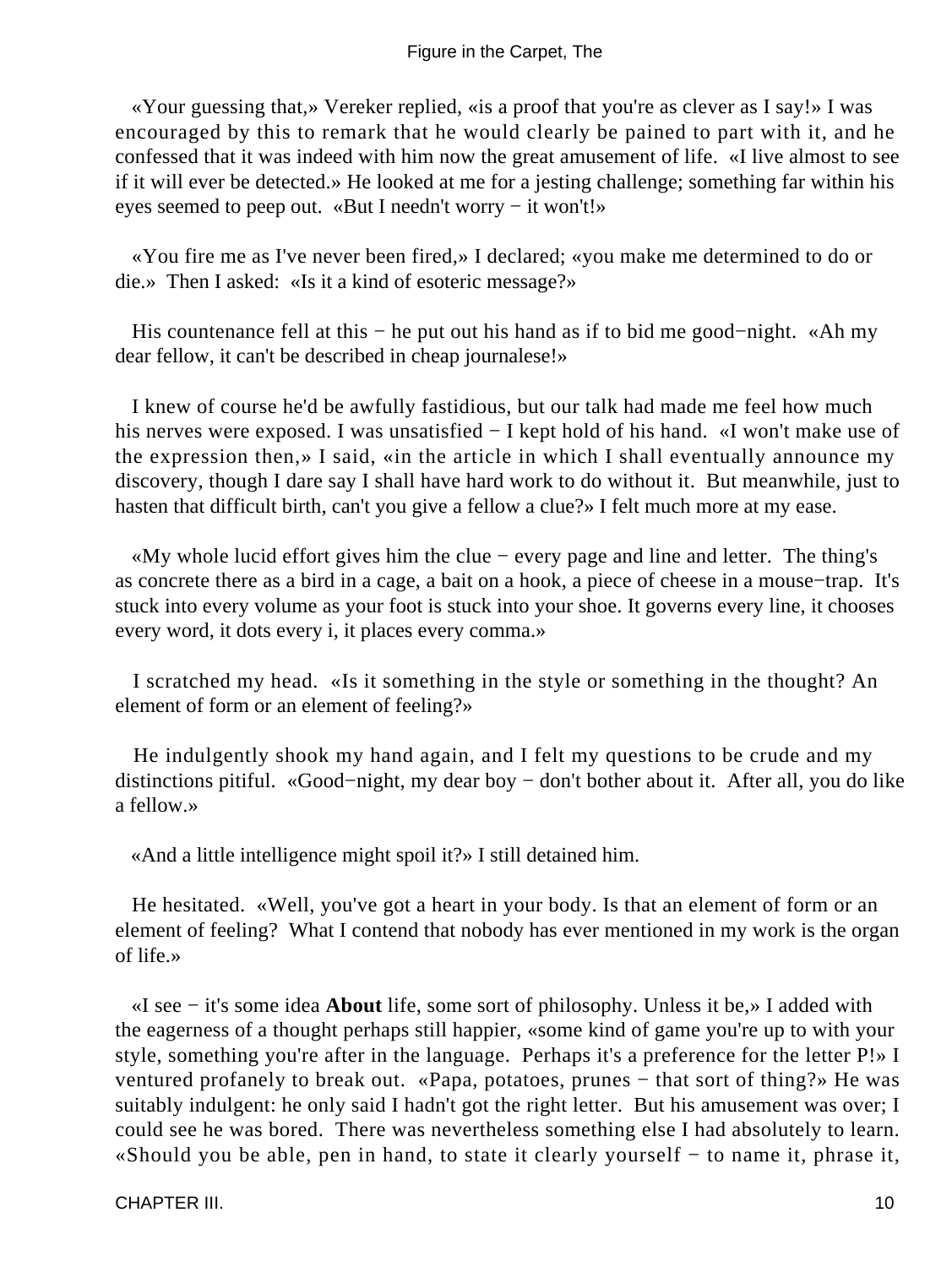«Your guessing that,» Vereker replied, «is a proof that you're as clever as I say!» I was encouraged by this to remark that he would clearly be pained to part with it, and he confessed that it was indeed with him now the great amusement of life. «I live almost to see if it will ever be detected.» He looked at me for a jesting challenge; something far within his eyes seemed to peep out. «But I needn't worry − it won't!»

«You fire me as I've never been fired,» I declared; «you make me determined to do or die.» Then I asked: «Is it a kind of esoteric message?»

His countenance fell at this − he put out his hand as if to bid me good−night. «Ah my dear fellow, it can't be described in cheap journalese!»

I knew of course he'd be awfully fastidious, but our talk had made me feel how much his nerves were exposed. I was unsatisfied − I kept hold of his hand. «I won't make use of the expression then,» I said, «in the article in which I shall eventually announce my discovery, though I dare say I shall have hard work to do without it. But meanwhile, just to hasten that difficult birth, can't you give a fellow a clue?» I felt much more at my ease.

«My whole lucid effort gives him the clue − every page and line and letter. The thing's as concrete there as a bird in a cage, a bait on a hook, a piece of cheese in a mouse−trap. It's stuck into every volume as your foot is stuck into your shoe. It governs every line, it chooses every word, it dots every i, it places every comma.»

I scratched my head. «Is it something in the style or something in the thought? An element of form or an element of feeling?»

He indulgently shook my hand again, and I felt my questions to be crude and my distinctions pitiful. «Good−night, my dear boy − don't bother about it. After all, you do like a fellow.»

«And a little intelligence might spoil it?» I still detained him.

He hesitated. «Well, you've got a heart in your body. Is that an element of form or an element of feeling? What I contend that nobody has ever mentioned in my work is the organ of life.»

«I see − it's some idea **About** life, some sort of philosophy. Unless it be,» I added with the eagerness of a thought perhaps still happier, «some kind of game you're up to with your style, something you're after in the language. Perhaps it's a preference for the letter P!» I ventured profanely to break out. «Papa, potatoes, prunes − that sort of thing?» He was suitably indulgent: he only said I hadn't got the right letter. But his amusement was over; I could see he was bored. There was nevertheless something else I had absolutely to learn. «Should you be able, pen in hand, to state it clearly yourself − to name it, phrase it,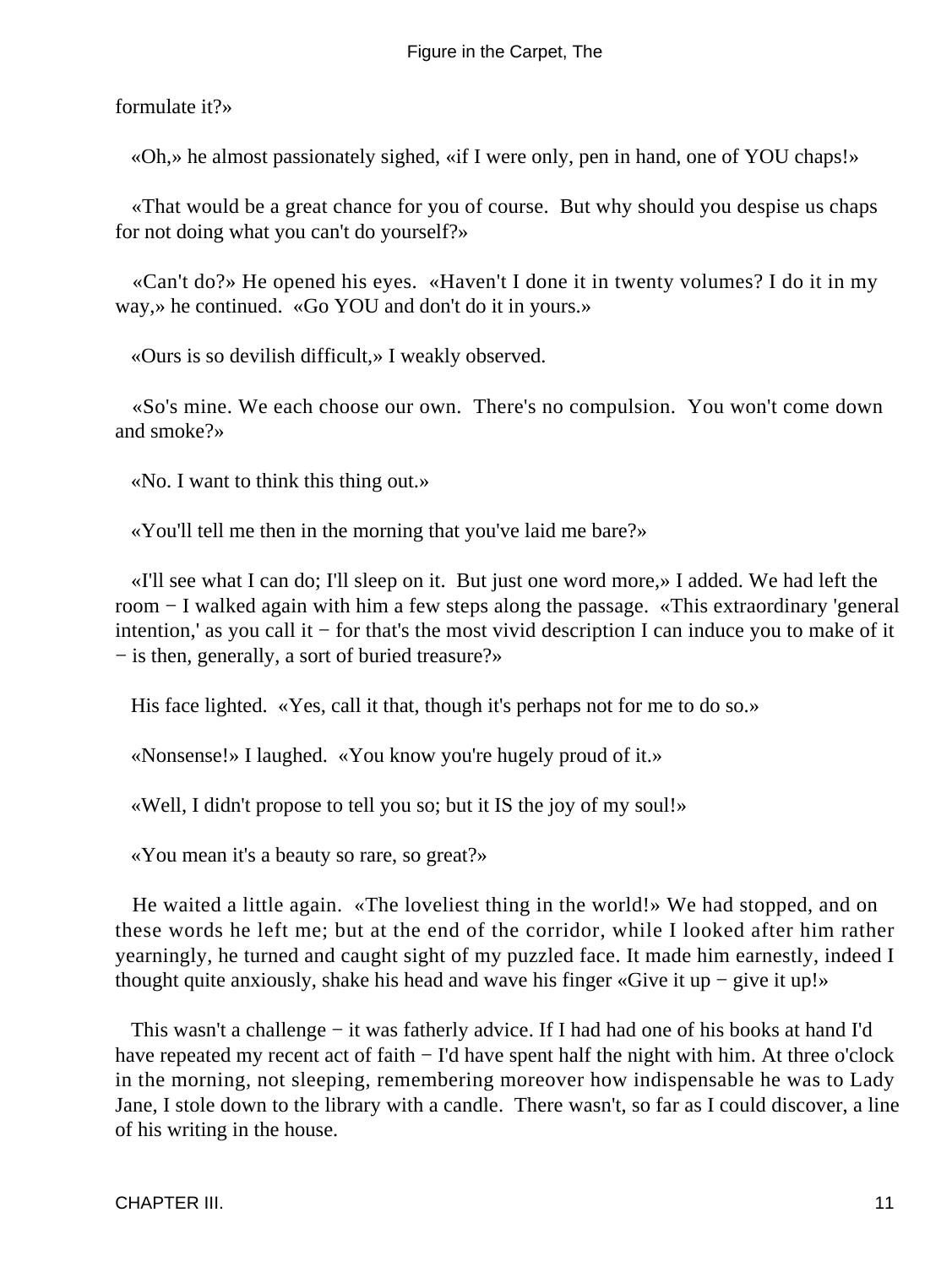formulate it?»

«Oh,» he almost passionately sighed, «if I were only, pen in hand, one of YOU chaps!»

«That would be a great chance for you of course. But why should you despise us chaps for not doing what you can't do yourself?»

«Can't do?» He opened his eyes. «Haven't I done it in twenty volumes? I do it in my way,» he continued. «Go YOU and don't do it in yours.»

«Ours is so devilish difficult,» I weakly observed.

«So's mine. We each choose our own. There's no compulsion. You won't come down and smoke?»

«No. I want to think this thing out.»

«You'll tell me then in the morning that you've laid me bare?»

«I'll see what I can do; I'll sleep on it. But just one word more,» I added. We had left the room − I walked again with him a few steps along the passage. «This extraordinary 'general intention,' as you call it − for that's the most vivid description I can induce you to make of it − is then, generally, a sort of buried treasure?»

His face lighted. «Yes, call it that, though it's perhaps not for me to do so.»

«Nonsense!» I laughed. «You know you're hugely proud of it.»

«Well, I didn't propose to tell you so; but it IS the joy of my soul!»

«You mean it's a beauty so rare, so great?»

He waited a little again. «The loveliest thing in the world!» We had stopped, and on these words he left me; but at the end of the corridor, while I looked after him rather yearningly, he turned and caught sight of my puzzled face. It made him earnestly, indeed I thought quite anxiously, shake his head and wave his finger «Give it up − give it up!»

This wasn't a challenge − it was fatherly advice. If I had had one of his books at hand I'd have repeated my recent act of faith − I'd have spent half the night with him. At three o'clock in the morning, not sleeping, remembering moreover how indispensable he was to Lady Jane, I stole down to the library with a candle. There wasn't, so far as I could discover, a line of his writing in the house.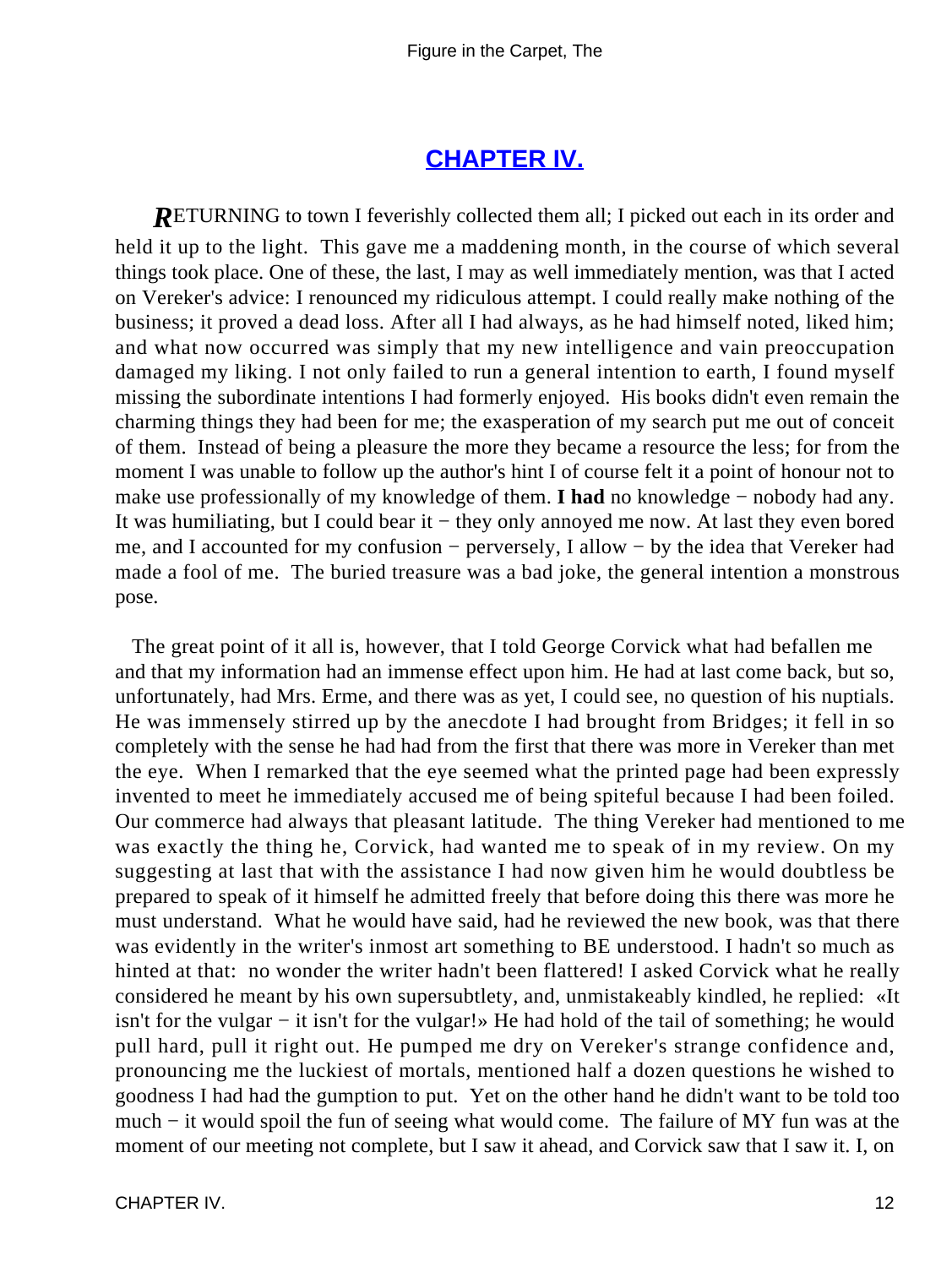## CHAPTER IV.

**R**ETURNING to town I feverishly collected them all; I picked out each in its order and held it up to the light. This gave me a maddening month, in the course of which several things took place. One of these, the last, I may as well immediately mention, was that I acted on Vereker's advice: I renounced my ridiculous attempt. I could really make nothing of the business; it proved a dead loss. After all I had always, as he had himself noted, liked him; and what now occurred was simply that my new intelligence and vain preoccupation damaged my liking. I not only failed to run a general intention to earth, I found myself missing the subordinate intentions I had formerly enjoyed. His books didn't even remain the charming things they had been for me; the exasperation of my search put me out of conceit of them. Instead of being a pleasure the more they became a resource the less; for from the moment I was unable to follow up the author's hint I of course felt it a point of honour not to make use professionally of my knowledge of them. **I had** no knowledge − nobody had any. It was humiliating, but I could bear it − they only annoyed me now. At last they even bored me, and I accounted for my confusion − perversely, I allow − by the idea that Vereker had made a fool of me. The buried treasure was a bad joke, the general intention a monstrous pose.

The great point of it all is, however, that I told George Corvick what had befallen me and that my information had an immense effect upon him. He had at last come back, but so, unfortunately, had Mrs. Erme, and there was as yet, I could see, no question of his nuptials. He was immensely stirred up by the anecdote I had brought from Bridges; it fell in so completely with the sense he had had from the first that there was more in Vereker than met the eye. When I remarked that the eye seemed what the printed page had been expressly invented to meet he immediately accused me of being spiteful because I had been foiled. Our commerce had always that pleasant latitude. The thing Vereker had mentioned to me was exactly the thing he, Corvick, had wanted me to speak of in my review. On my suggesting at last that with the assistance I had now given him he would doubtless be prepared to speak of it himself he admitted freely that before doing this there was more he must understand. What he would have said, had he reviewed the new book, was that there was evidently in the writer's inmost art something to BE understood. I hadn't so much as hinted at that: no wonder the writer hadn't been flattered! I asked Corvick what he really considered he meant by his own supersubtlety, and, unmistakeably kindled, he replied: «It isn't for the vulgar − it isn't for the vulgar!» He had hold of the tail of something; he would pull hard, pull it right out. He pumped me dry on Vereker's strange confidence and, pronouncing me the luckiest of mortals, mentioned half a dozen questions he wished to goodness I had had the gumption to put. Yet on the other hand he didn't want to be told too much − it would spoil the fun of seeing what would come. The failure of MY fun was at the moment of our meeting not complete, but I saw it ahead, and Corvick saw that I saw it. I, on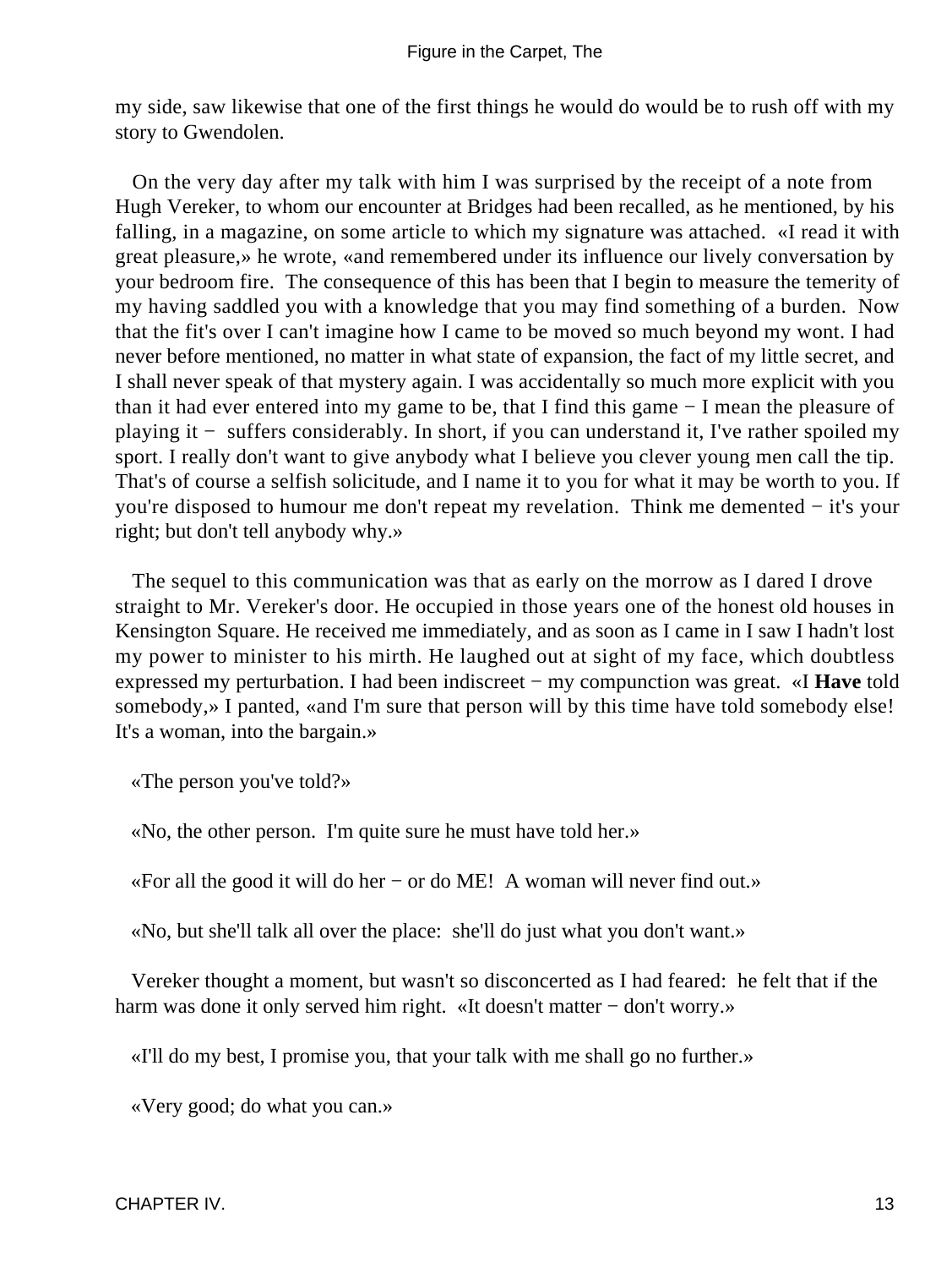my side, saw likewise that one of the first things he would do would be to rush off with my story to Gwendolen.

On the very day after my talk with him I was surprised by the receipt of a note from Hugh Vereker, to whom our encounter at Bridges had been recalled, as he mentioned, by his falling, in a magazine, on some article to which my signature was attached. «I read it with great pleasure,» he wrote, «and remembered under its influence our lively conversation by your bedroom fire. The consequence of this has been that I begin to measure the temerity of my having saddled you with a knowledge that you may find something of a burden. Now that the fit's over I can't imagine how I came to be moved so much beyond my wont. I had never before mentioned, no matter in what state of expansion, the fact of my little secret, and I shall never speak of that mystery again. I was accidentally so much more explicit with you than it had ever entered into my game to be, that I find this game − I mean the pleasure of playing it − suffers considerably. In short, if you can understand it, I've rather spoiled my sport. I really don't want to give anybody what I believe you clever young men call the tip. That's of course a selfish solicitude, and I name it to you for what it may be worth to you. If you're disposed to humour me don't repeat my revelation. Think me demented − it's your right; but don't tell anybody why.»

The sequel to this communication was that as early on the morrow as I dared I drove straight to Mr. Vereker's door. He occupied in those years one of the honest old houses in Kensington Square. He received me immediately, and as soon as I came in I saw I hadn't lost my power to minister to his mirth. He laughed out at sight of my face, which doubtless expressed my perturbation. I had been indiscreet − my compunction was great. «I **Have** told somebody,» I panted, «and I'm sure that person will by this time have told somebody else! It's a woman, into the bargain.»

«The person you've told?»

«No, the other person. I'm quite sure he must have told her.»

«For all the good it will do her − or do ME! A woman will never find out.»

«No, but she'll talk all over the place: she'll do just what you don't want.»

Vereker thought a moment, but wasn't so disconcerted as I had feared: he felt that if the harm was done it only served him right. «It doesn't matter − don't worry.»

«I'll do my best, I promise you, that your talk with me shall go no further.»

«Very good; do what you can.»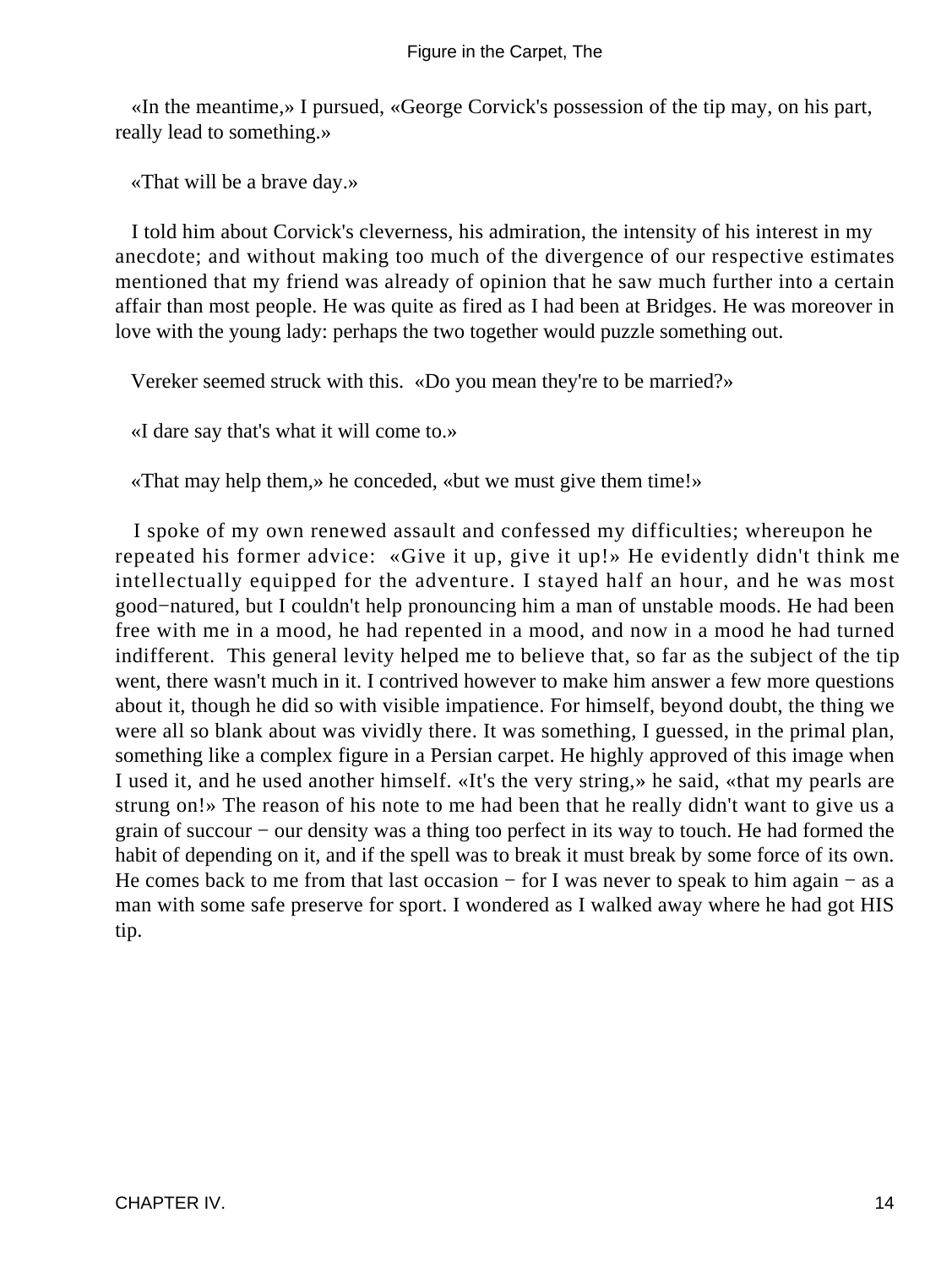«In the meantime,» I pursued, «George Corvick's possession of the tip may, on his part, really lead to something.»

«That will be a brave day.»

I told him about Corvick's cleverness, his admiration, the intensity of his interest in my anecdote; and without making too much of the divergence of our respective estimates mentioned that my friend was already of opinion that he saw much further into a certain affair than most people. He was quite as fired as I had been at Bridges. He was moreover in love with the young lady: perhaps the two together would puzzle something out.

Vereker seemed struck with this. «Do you mean they're to be married?»

«I dare say that's what it will come to.»

«That may help them,» he conceded, «but we must give them time!»

I spoke of my own renewed assault and confessed my difficulties; whereupon he repeated his former advice: «Give it up, give it up!» He evidently didn't think me intellectually equipped for the adventure. I stayed half an hour, and he was most good−natured, but I couldn't help pronouncing him a man of unstable moods. He had been free with me in a mood, he had repented in a mood, and now in a mood he had turned indifferent. This general levity helped me to believe that, so far as the subject of the tip went, there wasn't much in it. I contrived however to make him answer a few more questions about it, though he did so with visible impatience. For himself, beyond doubt, the thing we were all so blank about was vividly there. It was something, I guessed, in the primal plan, something like a complex figure in a Persian carpet. He highly approved of this image when I used it, and he used another himself. «It's the very string,» he said, «that my pearls are strung on!» The reason of his note to me had been that he really didn't want to give us a grain of succour − our density was a thing too perfect in its way to touch. He had formed the habit of depending on it, and if the spell was to break it must break by some force of its own. He comes back to me from that last occasion − for I was never to speak to him again − as a man with some safe preserve for sport. I wondered as I walked away where he had got HIS tip.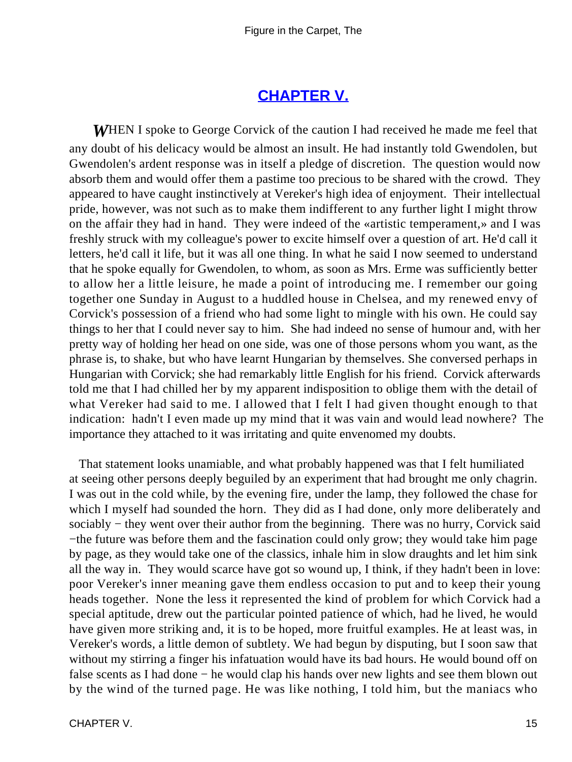## CHAPTER V.

WHEN I spoke to George Corvick of the caution I had received he made me feel that any doubt of his delicacy would be almost an insult. He had instantly told Gwendolen, but Gwendolen's ardent response was in itself a pledge of discretion. The question would now absorb them and would offer them a pastime too precious to be shared with the crowd. They appeared to have caught instinctively at Vereker's high idea of enjoyment. Their intellectual pride, however, was not such as to make them indifferent to any further light I might throw on the affair they had in hand. They were indeed of the «artistic temperament,» and I was freshly struck with my colleague's power to excite himself over a question of art. He'd call it letters, he'd call it life, but it was all one thing. In what he said I now seemed to understand that he spoke equally for Gwendolen, to whom, as soon as Mrs. Erme was sufficiently better to allow her a little leisure, he made a point of introducing me. I remember our going together one Sunday in August to a huddled house in Chelsea, and my renewed envy of Corvick's possession of a friend who had some light to mingle with his own. He could say things to her that I could never say to him. She had indeed no sense of humour and, with her pretty way of holding her head on one side, was one of those persons whom you want, as the phrase is, to shake, but who have learnt Hungarian by themselves. She conversed perhaps in Hungarian with Corvick; she had remarkably little English for his friend. Corvick afterwards told me that I had chilled her by my apparent indisposition to oblige them with the detail of what Vereker had said to me. I allowed that I felt I had given thought enough to that indication: hadn't I even made up my mind that it was vain and would lead nowhere? The importance they attached to it was irritating and quite envenomed my doubts.

That statement looks unamiable, and what probably happened was that I felt humiliated at seeing other persons deeply beguiled by an experiment that had brought me only chagrin. I was out in the cold while, by the evening fire, under the lamp, they followed the chase for which I myself had sounded the horn. They did as I had done, only more deliberately and sociably − they went over their author from the beginning. There was no hurry, Corvick said −the future was before them and the fascination could only grow; they would take him page by page, as they would take one of the classics, inhale him in slow draughts and let him sink all the way in. They would scarce have got so wound up, I think, if they hadn't been in love: poor Vereker's inner meaning gave them endless occasion to put and to keep their young heads together. None the less it represented the kind of problem for which Corvick had a special aptitude, drew out the particular pointed patience of which, had he lived, he would have given more striking and, it is to be hoped, more fruitful examples. He at least was, in Vereker's words, a little demon of subtlety. We had begun by disputing, but I soon saw that without my stirring a finger his infatuation would have its bad hours. He would bound off on false scents as I had done − he would clap his hands over new lights and see them blown out by the wind of the turned page. He was like nothing, I told him, but the maniacs who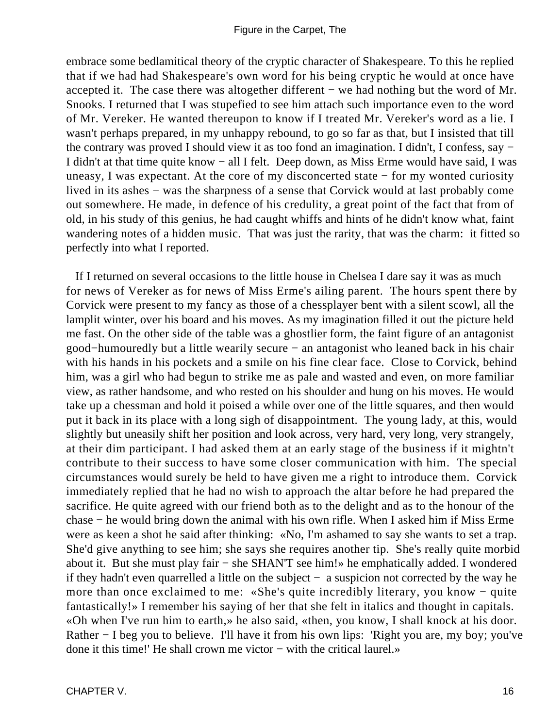embrace some bedlamitical theory of the cryptic character of Shakespeare. To this he replied that if we had had Shakespeare's own word for his being cryptic he would at once have accepted it. The case there was altogether different − we had nothing but the word of Mr. Snooks. I returned that I was stupefied to see him attach such importance even to the word of Mr. Vereker. He wanted thereupon to know if I treated Mr. Vereker's word as a lie. I wasn't perhaps prepared, in my unhappy rebound, to go so far as that, but I insisted that till the contrary was proved I should view it as too fond an imagination. I didn't, I confess, say − I didn't at that time quite know − all I felt. Deep down, as Miss Erme would have said, I was uneasy, I was expectant. At the core of my disconcerted state − for my wonted curiosity lived in its ashes − was the sharpness of a sense that Corvick would at last probably come out somewhere. He made, in defence of his credulity, a great point of the fact that from of old, in his study of this genius, he had caught whiffs and hints of he didn't know what, faint wandering notes of a hidden music. That was just the rarity, that was the charm: it fitted so perfectly into what I reported.

If I returned on several occasions to the little house in Chelsea I dare say it was as much for news of Vereker as for news of Miss Erme's ailing parent. The hours spent there by Corvick were present to my fancy as those of a chessplayer bent with a silent scowl, all the lamplit winter, over his board and his moves. As my imagination filled it out the picture held me fast. On the other side of the table was a ghostlier form, the faint figure of an antagonist good−humouredly but a little wearily secure − an antagonist who leaned back in his chair with his hands in his pockets and a smile on his fine clear face. Close to Corvick, behind him, was a girl who had begun to strike me as pale and wasted and even, on more familiar view, as rather handsome, and who rested on his shoulder and hung on his moves. He would take up a chessman and hold it poised a while over one of the little squares, and then would put it back in its place with a long sigh of disappointment. The young lady, at this, would slightly but uneasily shift her position and look across, very hard, very long, very strangely, at their dim participant. I had asked them at an early stage of the business if it mightn't contribute to their success to have some closer communication with him. The special circumstances would surely be held to have given me a right to introduce them. Corvick immediately replied that he had no wish to approach the altar before he had prepared the sacrifice. He quite agreed with our friend both as to the delight and as to the honour of the chase − he would bring down the animal with his own rifle. When I asked him if Miss Erme were as keen a shot he said after thinking: «No, I'm ashamed to say she wants to set a trap. She'd give anything to see him; she says she requires another tip. She's really quite morbid about it. But she must play fair − she SHAN'T see him!» he emphatically added. I wondered if they hadn't even quarrelled a little on the subject − a suspicion not corrected by the way he more than once exclaimed to me: «She's quite incredibly literary, you know − quite fantastically!» I remember his saying of her that she felt in italics and thought in capitals. «Oh when I've run him to earth,» he also said, «then, you know, I shall knock at his door. Rather − I beg you to believe. I'll have it from his own lips: 'Right you are, my boy; you've done it this time!' He shall crown me victor − with the critical laurel.»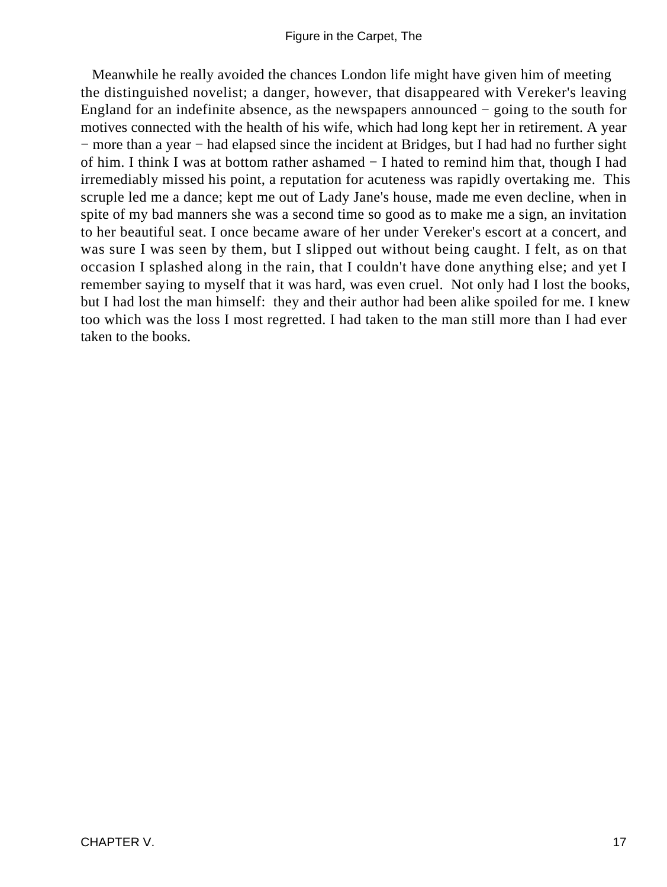Meanwhile he really avoided the chances London life might have given him of meeting the distinguished novelist; a danger, however, that disappeared with Vereker's leaving England for an indefinite absence, as the newspapers announced − going to the south for motives connected with the health of his wife, which had long kept her in retirement. A year − more than a year − had elapsed since the incident at Bridges, but I had had no further sight of him. I think I was at bottom rather ashamed − I hated to remind him that, though I had irremediably missed his point, a reputation for acuteness was rapidly overtaking me. This scruple led me a dance; kept me out of Lady Jane's house, made me even decline, when in spite of my bad manners she was a second time so good as to make me a sign, an invitation to her beautiful seat. I once became aware of her under Vereker's escort at a concert, and was sure I was seen by them, but I slipped out without being caught. I felt, as on that occasion I splashed along in the rain, that I couldn't have done anything else; and yet I remember saying to myself that it was hard, was even cruel. Not only had I lost the books, but I had lost the man himself: they and their author had been alike spoiled for me. I knew too which was the loss I most regretted. I had taken to the man still more than I had ever taken to the books.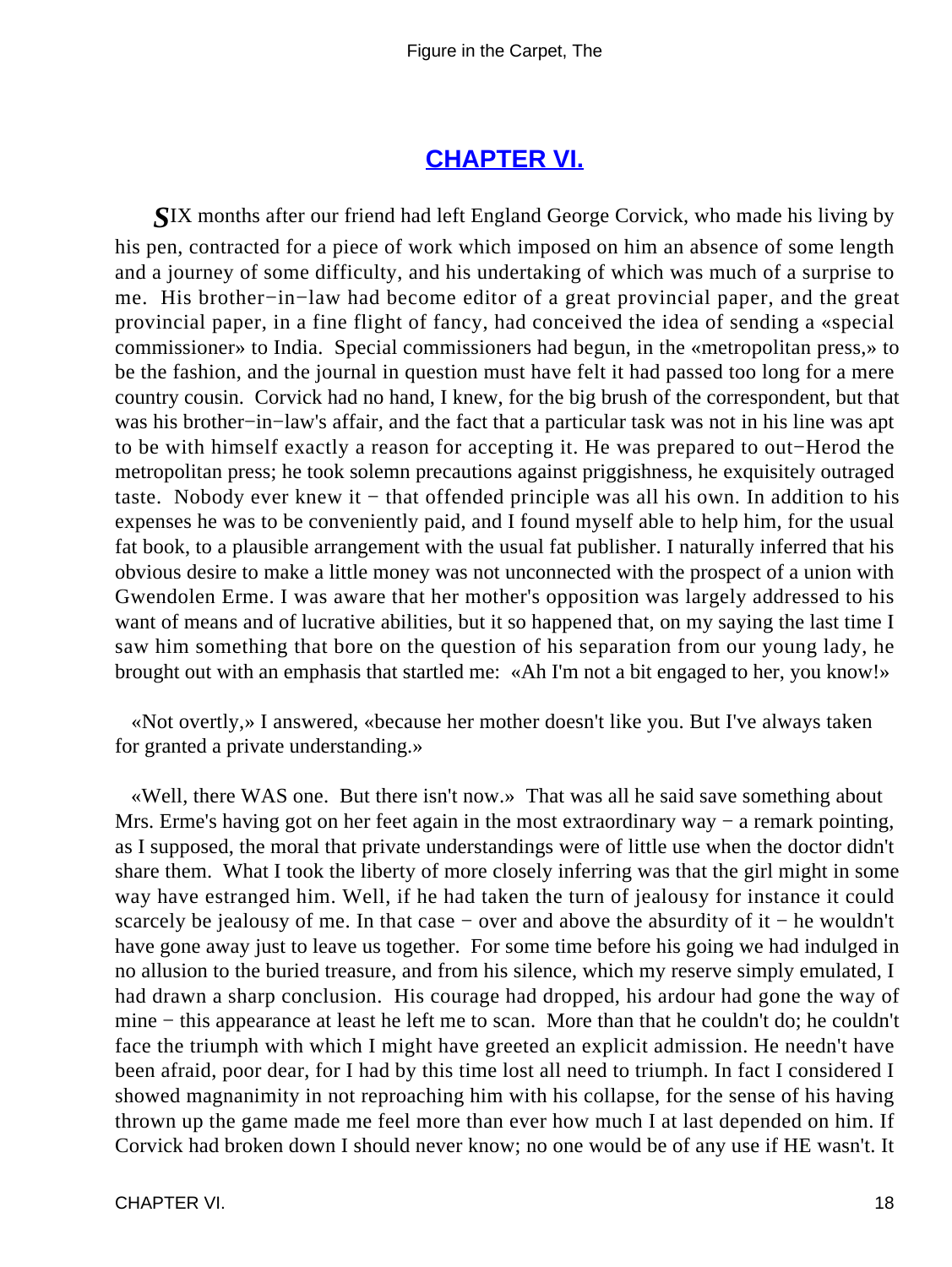## [CHAPTER VI.](#)

*S*IX months after our friend had left England George Corvick, who made his living by his pen, contracted for a piece of work which imposed on him an absence of some length and a journey of some difficulty, and his undertaking of which was much of a surprise to me. His brother−in−law had become editor of a great provincial paper, and the great provincial paper, in a fine flight of fancy, had conceived the idea of sending a «special commissioner» to India. Special commissioners had begun, in the «metropolitan press,» to be the fashion, and the journal in question must have felt it had passed too long for a mere country cousin. Corvick had no hand, I knew, for the big brush of the correspondent, but that was his brother−in−law's affair, and the fact that a particular task was not in his line was apt to be with himself exactly a reason for accepting it. He was prepared to out−Herod the metropolitan press; he took solemn precautions against priggishness, he exquisitely outraged taste. Nobody ever knew it − that offended principle was all his own. In addition to his expenses he was to be conveniently paid, and I found myself able to help him, for the usual fat book, to a plausible arrangement with the usual fat publisher. I naturally inferred that his obvious desire to make a little money was not unconnected with the prospect of a union with Gwendolen Erme. I was aware that her mother's opposition was largely addressed to his want of means and of lucrative abilities, but it so happened that, on my saying the last time I saw him something that bore on the question of his separation from our young lady, he brought out with an emphasis that startled me: «Ah I'm not a bit engaged to her, you know!»

«Not overtly,» I answered, «because her mother doesn't like you. But I've always taken for granted a private understanding.»

«Well, there WAS one. But there isn't now.» That was all he said save something about Mrs. Erme's having got on her feet again in the most extraordinary way − a remark pointing, as I supposed, the moral that private understandings were of little use when the doctor didn't share them. What I took the liberty of more closely inferring was that the girl might in some way have estranged him. Well, if he had taken the turn of jealousy for instance it could scarcely be jealousy of me. In that case − over and above the absurdity of it − he wouldn't have gone away just to leave us together. For some time before his going we had indulged in no allusion to the buried treasure, and from his silence, which my reserve simply emulated, I had drawn a sharp conclusion. His courage had dropped, his ardour had gone the way of mine − this appearance at least he left me to scan. More than that he couldn't do; he couldn't face the triumph with which I might have greeted an explicit admission. He needn't have been afraid, poor dear, for I had by this time lost all need to triumph. In fact I considered I showed magnanimity in not reproaching him with his collapse, for the sense of his having thrown up the game made me feel more than ever how much I at last depended on him. If Corvick had broken down I should never know; no one would be of any use if HE wasn't. It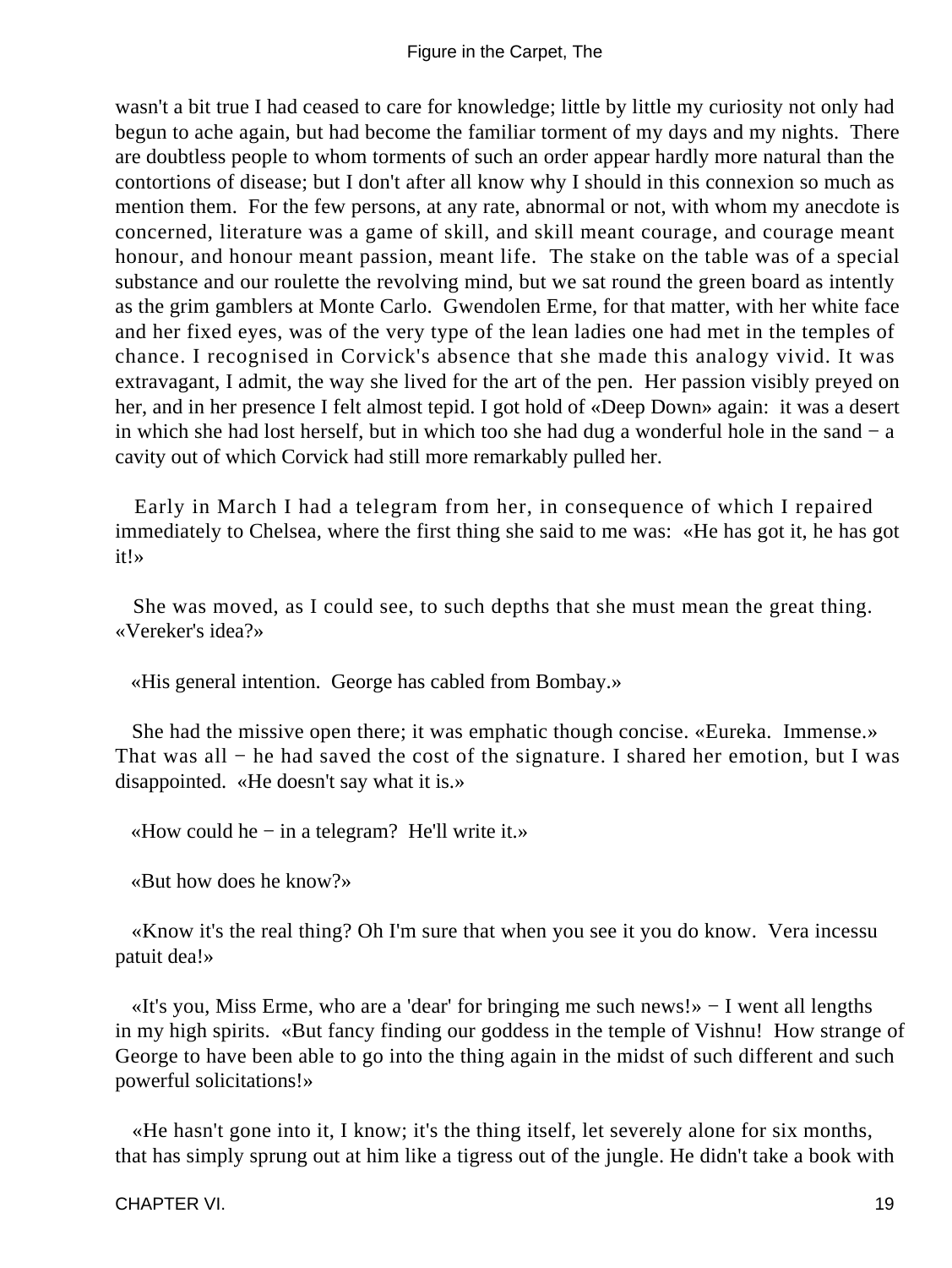wasn't a bit true I had ceased to care for knowledge; little by little my curiosity not only had begun to ache again, but had become the familiar torment of my days and my nights. There are doubtless people to whom torments of such an order appear hardly more natural than the contortions of disease; but I don't after all know why I should in this connexion so much as mention them. For the few persons, at any rate, abnormal or not, with whom my anecdote is concerned, literature was a game of skill, and skill meant courage, and courage meant honour, and honour meant passion, meant life. The stake on the table was of a special substance and our roulette the revolving mind, but we sat round the green board as intently as the grim gamblers at Monte Carlo. Gwendolen Erme, for that matter, with her white face and her fixed eyes, was of the very type of the lean ladies one had met in the temples of chance. I recognised in Corvick's absence that she made this analogy vivid. It was extravagant, I admit, the way she lived for the art of the pen. Her passion visibly preyed on her, and in her presence I felt almost tepid. I got hold of «Deep Down» again: it was a desert in which she had lost herself, but in which too she had dug a wonderful hole in the sand − a cavity out of which Corvick had still more remarkably pulled her.

Early in March I had a telegram from her, in consequence of which I repaired immediately to Chelsea, where the first thing she said to me was: «He has got it, he has got it!»

She was moved, as I could see, to such depths that she must mean the great thing. «Vereker's idea?»

«His general intention. George has cabled from Bombay.»

She had the missive open there; it was emphatic though concise. «Eureka. Immense.» That was all − he had saved the cost of the signature. I shared her emotion, but I was disappointed. «He doesn't say what it is.»

«How could he − in a telegram? He'll write it.»

«But how does he know?»

«Know it's the real thing? Oh I'm sure that when you see it you do know. Vera incessu patuit dea!»

«It's you, Miss Erme, who are a 'dear' for bringing me such news!» − I went all lengths in my high spirits. «But fancy finding our goddess in the temple of Vishnu! How strange of George to have been able to go into the thing again in the midst of such different and such powerful solicitations!»

«He hasn't gone into it, I know; it's the thing itself, let severely alone for six months, that has simply sprung out at him like a tigress out of the jungle. He didn't take a book with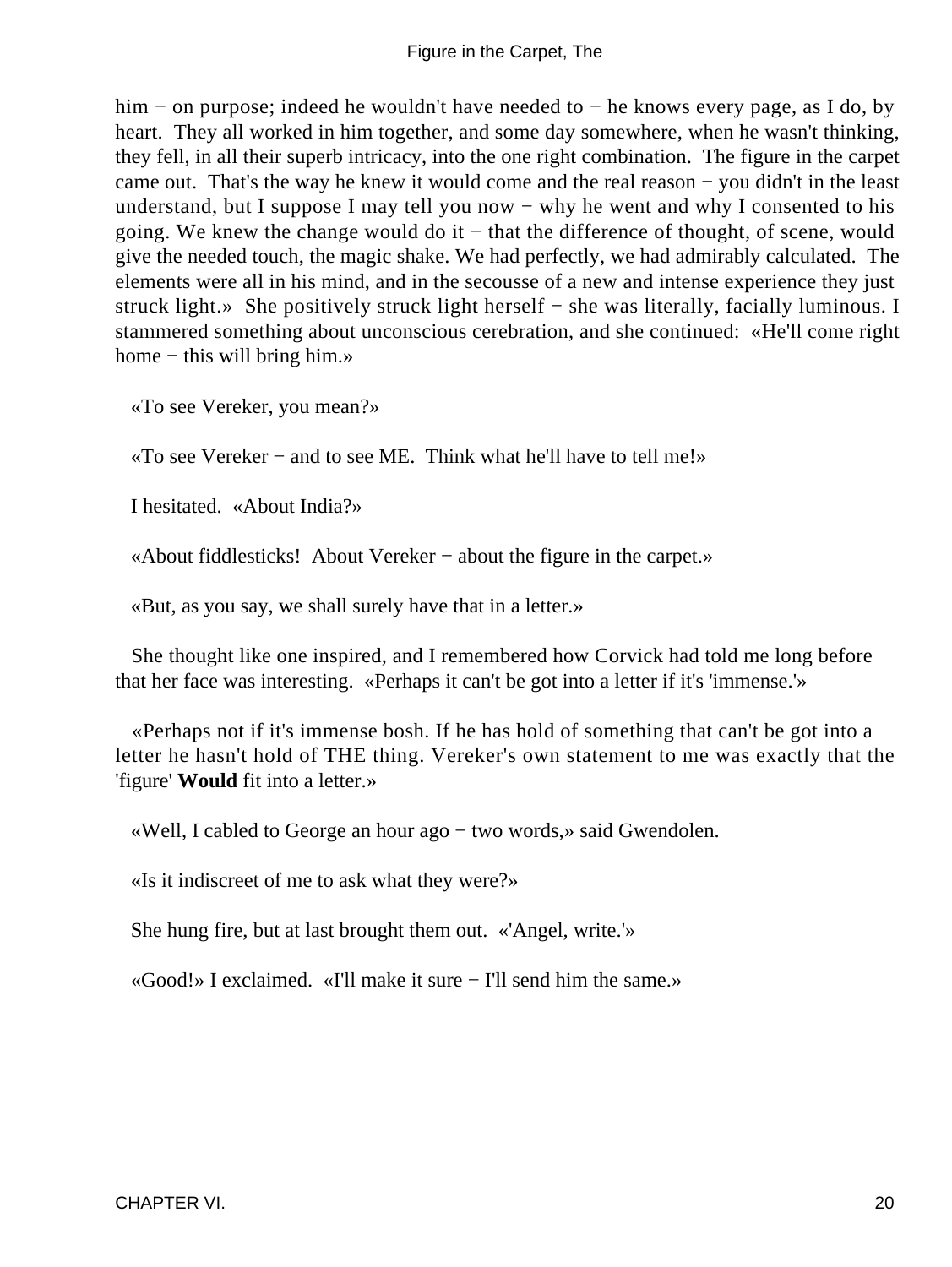him − on purpose; indeed he wouldn't have needed to − he knows every page, as I do, by heart. They all worked in him together, and some day somewhere, when he wasn't thinking, they fell, in all their superb intricacy, into the one right combination. The figure in the carpet came out. That's the way he knew it would come and the real reason − you didn't in the least understand, but I suppose I may tell you now − why he went and why I consented to his going. We knew the change would do it − that the difference of thought, of scene, would give the needed touch, the magic shake. We had perfectly, we had admirably calculated. The elements were all in his mind, and in the secousse of a new and intense experience they just struck light.» She positively struck light herself − she was literally, facially luminous. I stammered something about unconscious cerebration, and she continued: «He'll come right home − this will bring him.»

«To see Vereker, you mean?»

«To see Vereker − and to see ME. Think what he'll have to tell me!»

I hesitated. «About India?»

«About fiddlesticks! About Vereker − about the figure in the carpet.»

«But, as you say, we shall surely have that in a letter.»

She thought like one inspired, and I remembered how Corvick had told me long before that her face was interesting. «Perhaps it can't be got into a letter if it's 'immense.'»

«Perhaps not if it's immense bosh. If he has hold of something that can't be got into a letter he hasn't hold of THE thing. Vereker's own statement to me was exactly that the 'figure' **Would** fit into a letter.»

«Well, I cabled to George an hour ago − two words,» said Gwendolen.

«Is it indiscreet of me to ask what they were?»

She hung fire, but at last brought them out. «'Angel, write.'»

«Good!» I exclaimed. «I'll make it sure − I'll send him the same.»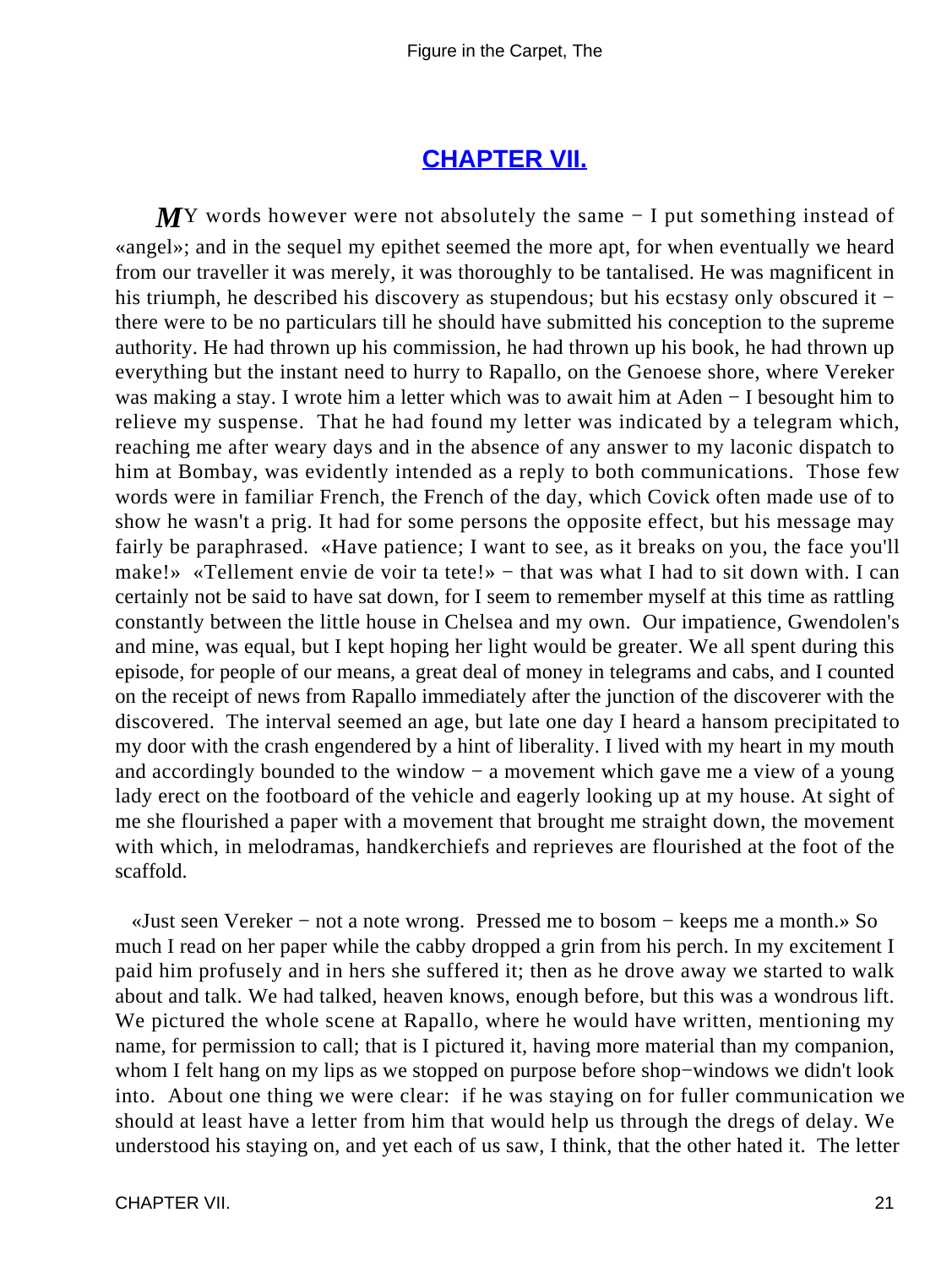## CHAPTER VII.

*M*Y words however were not absolutely the same − I put something instead of «angel»; and in the sequel my epithet seemed the more apt, for when eventually we heard from our traveller it was merely, it was thoroughly to be tantalised. He was magnificent in his triumph, he described his discovery as stupendous; but his ecstasy only obscured it − there were to be no particulars till he should have submitted his conception to the supreme authority. He had thrown up his commission, he had thrown up his book, he had thrown up everything but the instant need to hurry to Rapallo, on the Genoese shore, where Vereker was making a stay. I wrote him a letter which was to await him at Aden − I besought him to relieve my suspense. That he had found my letter was indicated by a telegram which, reaching me after weary days and in the absence of any answer to my laconic dispatch to him at Bombay, was evidently intended as a reply to both communications. Those few words were in familiar French, the French of the day, which Covick often made use of to show he wasn't a prig. It had for some persons the opposite effect, but his message may fairly be paraphrased. «Have patience; I want to see, as it breaks on you, the face you'll make!» «Tellement envie de voir ta tete!» − that was what I had to sit down with. I can certainly not be said to have sat down, for I seem to remember myself at this time as rattling constantly between the little house in Chelsea and my own. Our impatience, Gwendolen's and mine, was equal, but I kept hoping her light would be greater. We all spent during this episode, for people of our means, a great deal of money in telegrams and cabs, and I counted on the receipt of news from Rapallo immediately after the junction of the discoverer with the discovered. The interval seemed an age, but late one day I heard a hansom precipitated to my door with the crash engendered by a hint of liberality. I lived with my heart in my mouth and accordingly bounded to the window − a movement which gave me a view of a young lady erect on the footboard of the vehicle and eagerly looking up at my house. At sight of me she flourished a paper with a movement that brought me straight down, the movement with which, in melodramas, handkerchiefs and reprieves are flourished at the foot of the scaffold.

«Just seen Vereker − not a note wrong. Pressed me to bosom − keeps me a month.» So much I read on her paper while the cabby dropped a grin from his perch. In my excitement I paid him profusely and in hers she suffered it; then as he drove away we started to walk about and talk. We had talked, heaven knows, enough before, but this was a wondrous lift. We pictured the whole scene at Rapallo, where he would have written, mentioning my name, for permission to call; that is I pictured it, having more material than my companion, whom I felt hang on my lips as we stopped on purpose before shop−windows we didn't look into. About one thing we were clear: if he was staying on for fuller communication we should at least have a letter from him that would help us through the dregs of delay. We understood his staying on, and yet each of us saw, I think, that the other hated it. The letter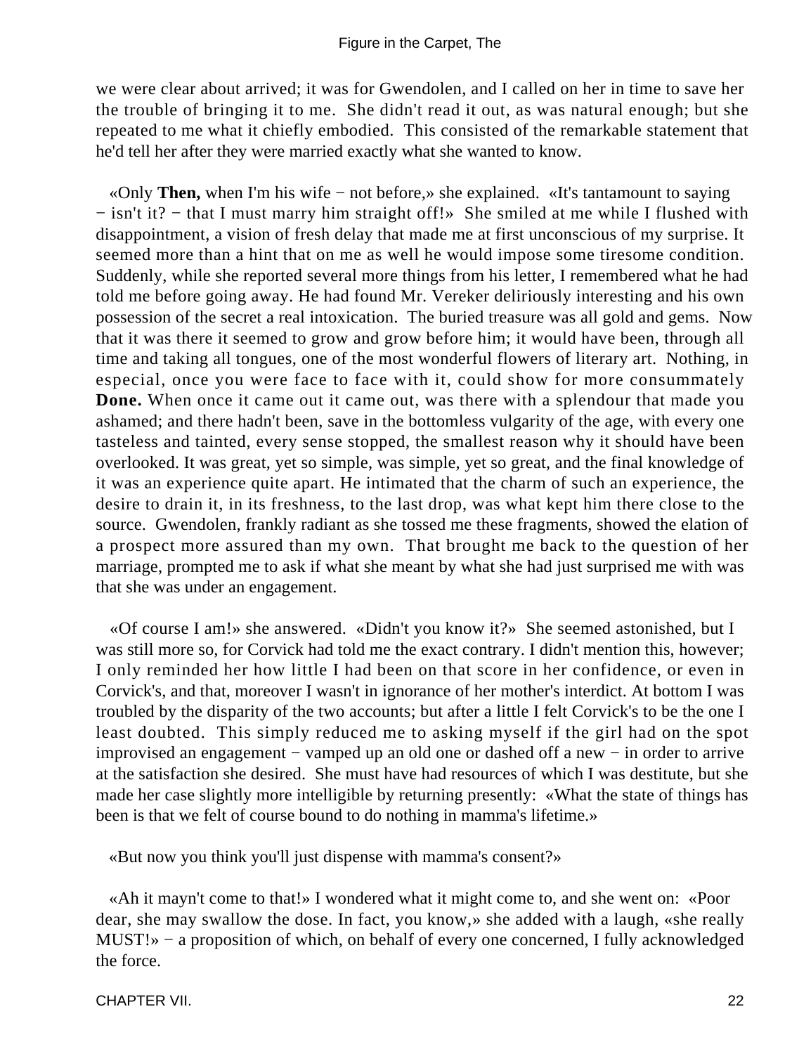we were clear about arrived; it was for Gwendolen, and I called on her in time to save her the trouble of bringing it to me. She didn't read it out, as was natural enough; but she repeated to me what it chiefly embodied. This consisted of the remarkable statement that he'd tell her after they were married exactly what she wanted to know.

«Only **Then,** when I'm his wife − not before,» she explained. «It's tantamount to saying − isn't it? − that I must marry him straight off!» She smiled at me while I flushed with disappointment, a vision of fresh delay that made me at first unconscious of my surprise. It seemed more than a hint that on me as well he would impose some tiresome condition. Suddenly, while she reported several more things from his letter, I remembered what he had told me before going away. He had found Mr. Vereker deliriously interesting and his own possession of the secret a real intoxication. The buried treasure was all gold and gems. Now that it was there it seemed to grow and grow before him; it would have been, through all time and taking all tongues, one of the most wonderful flowers of literary art. Nothing, in especial, once you were face to face with it, could show for more consummately **Done.** When once it came out it came out, was there with a splendour that made you ashamed; and there hadn't been, save in the bottomless vulgarity of the age, with every one tasteless and tainted, every sense stopped, the smallest reason why it should have been overlooked. It was great, yet so simple, was simple, yet so great, and the final knowledge of it was an experience quite apart. He intimated that the charm of such an experience, the desire to drain it, in its freshness, to the last drop, was what kept him there close to the source. Gwendolen, frankly radiant as she tossed me these fragments, showed the elation of a prospect more assured than my own. That brought me back to the question of her marriage, prompted me to ask if what she meant by what she had just surprised me with was that she was under an engagement.

«Of course I am!» she answered. «Didn't you know it?» She seemed astonished, but I was still more so, for Corvick had told me the exact contrary. I didn't mention this, however; I only reminded her how little I had been on that score in her confidence, or even in Corvick's, and that, moreover I wasn't in ignorance of her mother's interdict. At bottom I was troubled by the disparity of the two accounts; but after a little I felt Corvick's to be the one I least doubted. This simply reduced me to asking myself if the girl had on the spot improvised an engagement − vamped up an old one or dashed off a new − in order to arrive at the satisfaction she desired. She must have had resources of which I was destitute, but she made her case slightly more intelligible by returning presently: «What the state of things has been is that we felt of course bound to do nothing in mamma's lifetime.»

«But now you think you'll just dispense with mamma's consent?»

«Ah it mayn't come to that!» I wondered what it might come to, and she went on: «Poor dear, she may swallow the dose. In fact, you know,» she added with a laugh, «she really MUST!» − a proposition of which, on behalf of every one concerned, I fully acknowledged the force.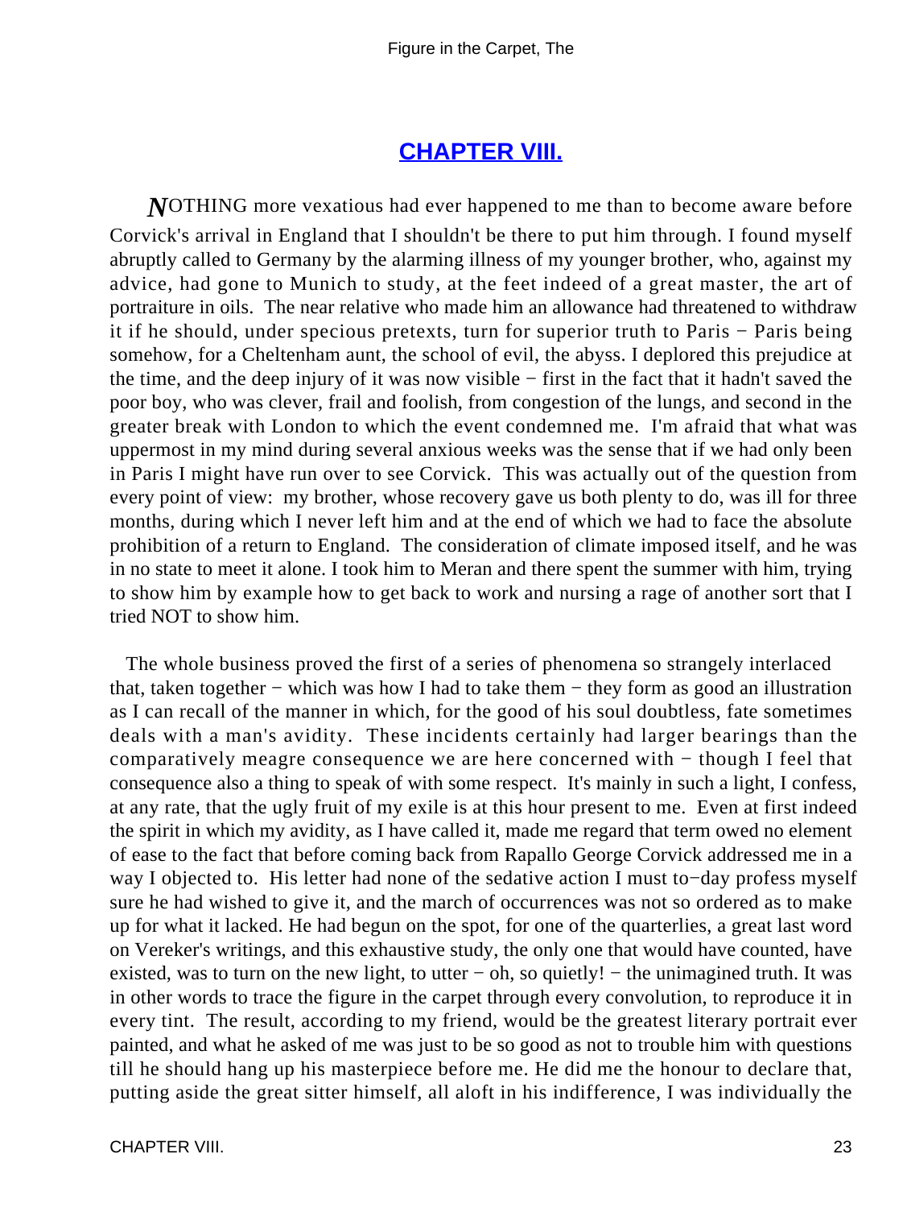## CHAPTER VIII.

NOTHING more vexatious had ever happened to me than to become aware before Corvick's arrival in England that I shouldn't be there to put him through. I found myself abruptly called to Germany by the alarming illness of my younger brother, who, against my advice, had gone to Munich to study, at the feet indeed of a great master, the art of portraiture in oils. The near relative who made him an allowance had threatened to withdraw it if he should, under specious pretexts, turn for superior truth to Paris − Paris being somehow, for a Cheltenham aunt, the school of evil, the abyss. I deplored this prejudice at the time, and the deep injury of it was now visible − first in the fact that it hadn't saved the poor boy, who was clever, frail and foolish, from congestion of the lungs, and second in the greater break with London to which the event condemned me. I'm afraid that what was uppermost in my mind during several anxious weeks was the sense that if we had only been in Paris I might have run over to see Corvick. This was actually out of the question from every point of view: my brother, whose recovery gave us both plenty to do, was ill for three months, during which I never left him and at the end of which we had to face the absolute prohibition of a return to England. The consideration of climate imposed itself, and he was in no state to meet it alone. I took him to Meran and there spent the summer with him, trying to show him by example how to get back to work and nursing a rage of another sort that I tried NOT to show him.

The whole business proved the first of a series of phenomena so strangely interlaced that, taken together − which was how I had to take them − they form as good an illustration as I can recall of the manner in which, for the good of his soul doubtless, fate sometimes deals with a man's avidity. These incidents certainly had larger bearings than the comparatively meagre consequence we are here concerned with − though I feel that consequence also a thing to speak of with some respect. It's mainly in such a light, I confess, at any rate, that the ugly fruit of my exile is at this hour present to me. Even at first indeed the spirit in which my avidity, as I have called it, made me regard that term owed no element of ease to the fact that before coming back from Rapallo George Corvick addressed me in a way I objected to. His letter had none of the sedative action I must to−day profess myself sure he had wished to give it, and the march of occurrences was not so ordered as to make up for what it lacked. He had begun on the spot, for one of the quarterlies, a great last word on Vereker's writings, and this exhaustive study, the only one that would have counted, have existed, was to turn on the new light, to utter − oh, so quietly! − the unimagined truth. It was in other words to trace the figure in the carpet through every convolution, to reproduce it in every tint. The result, according to my friend, would be the greatest literary portrait ever painted, and what he asked of me was just to be so good as not to trouble him with questions till he should hang up his masterpiece before me. He did me the honour to declare that, putting aside the great sitter himself, all aloft in his indifference, I was individually the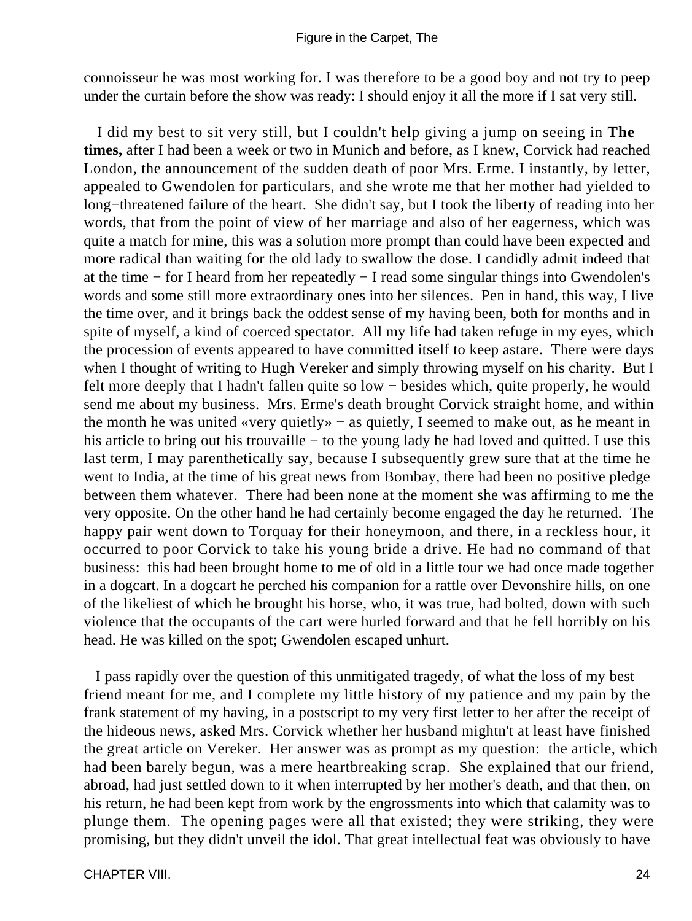connoisseur he was most working for. I was therefore to be a good boy and not try to peep under the curtain before the show was ready: I should enjoy it all the more if I sat very still.

I did my best to sit very still, but I couldn't help giving a jump on seeing in **The times,** after I had been a week or two in Munich and before, as I knew, Corvick had reached London, the announcement of the sudden death of poor Mrs. Erme. I instantly, by letter, appealed to Gwendolen for particulars, and she wrote me that her mother had yielded to long−threatened failure of the heart. She didn't say, but I took the liberty of reading into her words, that from the point of view of her marriage and also of her eagerness, which was quite a match for mine, this was a solution more prompt than could have been expected and more radical than waiting for the old lady to swallow the dose. I candidly admit indeed that at the time − for I heard from her repeatedly − I read some singular things into Gwendolen's words and some still more extraordinary ones into her silences. Pen in hand, this way, I live the time over, and it brings back the oddest sense of my having been, both for months and in spite of myself, a kind of coerced spectator. All my life had taken refuge in my eyes, which the procession of events appeared to have committed itself to keep astare. There were days when I thought of writing to Hugh Vereker and simply throwing myself on his charity. But I felt more deeply that I hadn't fallen quite so low − besides which, quite properly, he would send me about my business. Mrs. Erme's death brought Corvick straight home, and within the month he was united «very quietly» − as quietly, I seemed to make out, as he meant in his article to bring out his trouvaille − to the young lady he had loved and quitted. I use this last term, I may parenthetically say, because I subsequently grew sure that at the time he went to India, at the time of his great news from Bombay, there had been no positive pledge between them whatever. There had been none at the moment she was affirming to me the very opposite. On the other hand he had certainly become engaged the day he returned. The happy pair went down to Torquay for their honeymoon, and there, in a reckless hour, it occurred to poor Corvick to take his young bride a drive. He had no command of that business: this had been brought home to me of old in a little tour we had once made together in a dogcart. In a dogcart he perched his companion for a rattle over Devonshire hills, on one of the likeliest of which he brought his horse, who, it was true, had bolted, down with such violence that the occupants of the cart were hurled forward and that he fell horribly on his head. He was killed on the spot; Gwendolen escaped unhurt.

I pass rapidly over the question of this unmitigated tragedy, of what the loss of my best friend meant for me, and I complete my little history of my patience and my pain by the frank statement of my having, in a postscript to my very first letter to her after the receipt of the hideous news, asked Mrs. Corvick whether her husband mightn't at least have finished the great article on Vereker. Her answer was as prompt as my question: the article, which had been barely begun, was a mere heartbreaking scrap. She explained that our friend, abroad, had just settled down to it when interrupted by her mother's death, and that then, on his return, he had been kept from work by the engrossments into which that calamity was to plunge them. The opening pages were all that existed; they were striking, they were promising, but they didn't unveil the idol. That great intellectual feat was obviously to have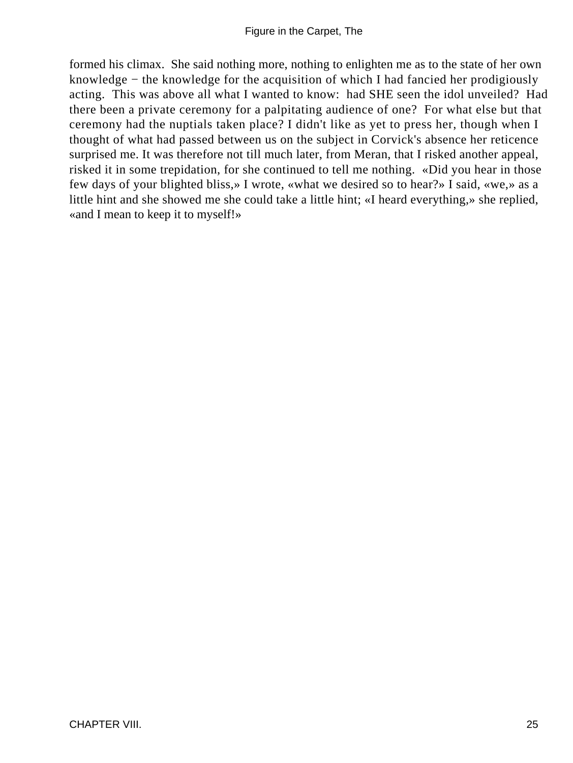formed his climax. She said nothing more, nothing to enlighten me as to the state of her own knowledge − the knowledge for the acquisition of which I had fancied her prodigiously acting. This was above all what I wanted to know: had SHE seen the idol unveiled? Had there been a private ceremony for a palpitating audience of one? For what else but that ceremony had the nuptials taken place? I didn't like as yet to press her, though when I thought of what had passed between us on the subject in Corvick's absence her reticence surprised me. It was therefore not till much later, from Meran, that I risked another appeal, risked it in some trepidation, for she continued to tell me nothing. «Did you hear in those few days of your blighted bliss,» I wrote, «what we desired so to hear?» I said, «we,» as a little hint and she showed me she could take a little hint; «I heard everything,» she replied, «and I mean to keep it to myself!»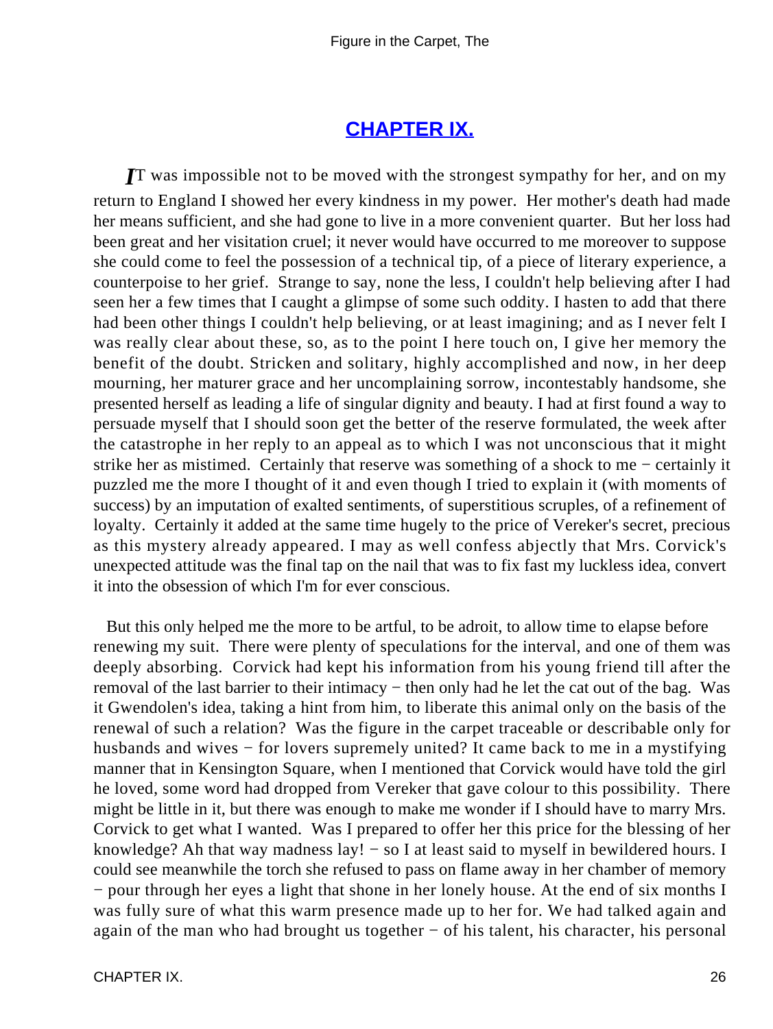## CHAPTER IX.

IT was impossible not to be moved with the strongest sympathy for her, and on my return to England I showed her every kindness in my power. Her mother's death had made her means sufficient, and she had gone to live in a more convenient quarter. But her loss had been great and her visitation cruel; it never would have occurred to me moreover to suppose she could come to feel the possession of a technical tip, of a piece of literary experience, a counterpoise to her grief. Strange to say, none the less, I couldn't help believing after I had seen her a few times that I caught a glimpse of some such oddity. I hasten to add that there had been other things I couldn't help believing, or at least imagining; and as I never felt I was really clear about these, so, as to the point I here touch on, I give her memory the benefit of the doubt. Stricken and solitary, highly accomplished and now, in her deep mourning, her maturer grace and her uncomplaining sorrow, incontestably handsome, she presented herself as leading a life of singular dignity and beauty. I had at first found a way to persuade myself that I should soon get the better of the reserve formulated, the week after the catastrophe in her reply to an appeal as to which I was not unconscious that it might strike her as mistimed. Certainly that reserve was something of a shock to me − certainly it puzzled me the more I thought of it and even though I tried to explain it (with moments of success) by an imputation of exalted sentiments, of superstitious scruples, of a refinement of loyalty. Certainly it added at the same time hugely to the price of Vereker's secret, precious as this mystery already appeared. I may as well confess abjectly that Mrs. Corvick's unexpected attitude was the final tap on the nail that was to fix fast my luckless idea, convert it into the obsession of which I'm for ever conscious.

But this only helped me the more to be artful, to be adroit, to allow time to elapse before renewing my suit. There were plenty of speculations for the interval, and one of them was deeply absorbing. Corvick had kept his information from his young friend till after the removal of the last barrier to their intimacy − then only had he let the cat out of the bag. Was it Gwendolen's idea, taking a hint from him, to liberate this animal only on the basis of the renewal of such a relation? Was the figure in the carpet traceable or describable only for husbands and wives − for lovers supremely united? It came back to me in a mystifying manner that in Kensington Square, when I mentioned that Corvick would have told the girl he loved, some word had dropped from Vereker that gave colour to this possibility. There might be little in it, but there was enough to make me wonder if I should have to marry Mrs. Corvick to get what I wanted. Was I prepared to offer her this price for the blessing of her knowledge? Ah that way madness lay! − so I at least said to myself in bewildered hours. I could see meanwhile the torch she refused to pass on flame away in her chamber of memory − pour through her eyes a light that shone in her lonely house. At the end of six months I was fully sure of what this warm presence made up to her for. We had talked again and again of the man who had brought us together − of his talent, his character, his personal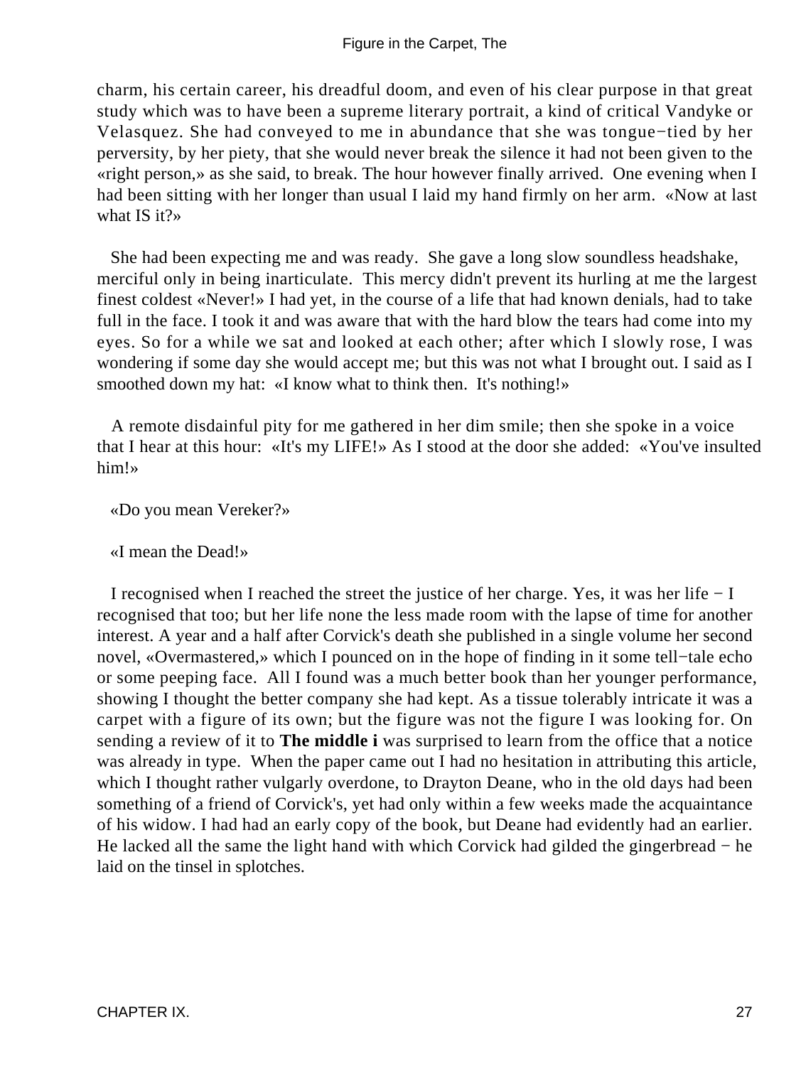charm, his certain career, his dreadful doom, and even of his clear purpose in that great study which was to have been a supreme literary portrait, a kind of critical Vandyke or Velasquez. She had conveyed to me in abundance that she was tongue−tied by her perversity, by her piety, that she would never break the silence it had not been given to the «right person,» as she said, to break. The hour however finally arrived. One evening when I had been sitting with her longer than usual I laid my hand firmly on her arm. «Now at last what IS it?»

She had been expecting me and was ready. She gave a long slow soundless headshake, merciful only in being inarticulate. This mercy didn't prevent its hurling at me the largest finest coldest «Never!» I had yet, in the course of a life that had known denials, had to take full in the face. I took it and was aware that with the hard blow the tears had come into my eyes. So for a while we sat and looked at each other; after which I slowly rose, I was wondering if some day she would accept me; but this was not what I brought out. I said as I smoothed down my hat: «I know what to think then. It's nothing!»

A remote disdainful pity for me gathered in her dim smile; then she spoke in a voice that I hear at this hour: «It's my LIFE!» As I stood at the door she added: «You've insulted him!»

«Do you mean Vereker?»

«I mean the Dead!»

I recognised when I reached the street the justice of her charge. Yes, it was her life − I recognised that too; but her life none the less made room with the lapse of time for another interest. A year and a half after Corvick's death she published in a single volume her second novel, «Overmastered,» which I pounced on in the hope of finding in it some tell−tale echo or some peeping face. All I found was a much better book than her younger performance, showing I thought the better company she had kept. As a tissue tolerably intricate it was a carpet with a figure of its own; but the figure was not the figure I was looking for. On sending a review of it to **The middle i** was surprised to learn from the office that a notice was already in type. When the paper came out I had no hesitation in attributing this article, which I thought rather vulgarly overdone, to Drayton Deane, who in the old days had been something of a friend of Corvick's, yet had only within a few weeks made the acquaintance of his widow. I had had an early copy of the book, but Deane had evidently had an earlier. He lacked all the same the light hand with which Corvick had gilded the gingerbread − he laid on the tinsel in splotches.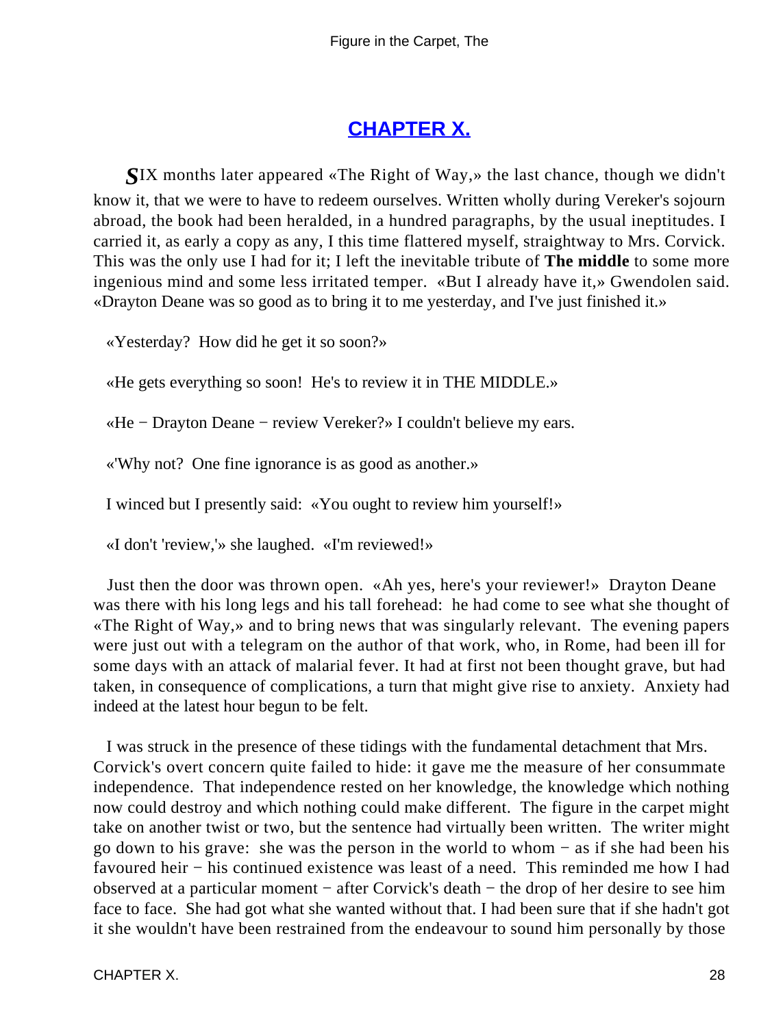# CHAPTER X.

**S**IX months later appeared «The Right of Way,» the last chance, though we didn't know it, that we were to have to redeem ourselves. Written wholly during Vereker's sojourn abroad, the book had been heralded, in a hundred paragraphs, by the usual ineptitudes. I carried it, as early a copy as any, I this time flattered myself, straightway to Mrs. Corvick. This was the only use I had for it; I left the inevitable tribute of **The middle** to some more ingenious mind and some less irritated temper. «But I already have it,» Gwendolen said. «Drayton Deane was so good as to bring it to me yesterday, and I've just finished it.»

«Yesterday? How did he get it so soon?»

«He gets everything so soon! He's to review it in THE MIDDLE.»

«He − Drayton Deane − review Vereker?» I couldn't believe my ears.

«'Why not? One fine ignorance is as good as another.»

I winced but I presently said: «You ought to review him yourself!»

«I don't 'review,'» she laughed. «I'm reviewed!»

Just then the door was thrown open. «Ah yes, here's your reviewer!» Drayton Deane was there with his long legs and his tall forehead: he had come to see what she thought of «The Right of Way,» and to bring news that was singularly relevant. The evening papers were just out with a telegram on the author of that work, who, in Rome, had been ill for some days with an attack of malarial fever. It had at first not been thought grave, but had taken, in consequence of complications, a turn that might give rise to anxiety. Anxiety had indeed at the latest hour begun to be felt.

I was struck in the presence of these tidings with the fundamental detachment that Mrs. Corvick's overt concern quite failed to hide: it gave me the measure of her consummate independence. That independence rested on her knowledge, the knowledge which nothing now could destroy and which nothing could make different. The figure in the carpet might take on another twist or two, but the sentence had virtually been written. The writer might go down to his grave: she was the person in the world to whom − as if she had been his favoured heir − his continued existence was least of a need. This reminded me how I had observed at a particular moment − after Corvick's death − the drop of her desire to see him face to face. She had got what she wanted without that. I had been sure that if she hadn't got it she wouldn't have been restrained from the endeavour to sound him personally by those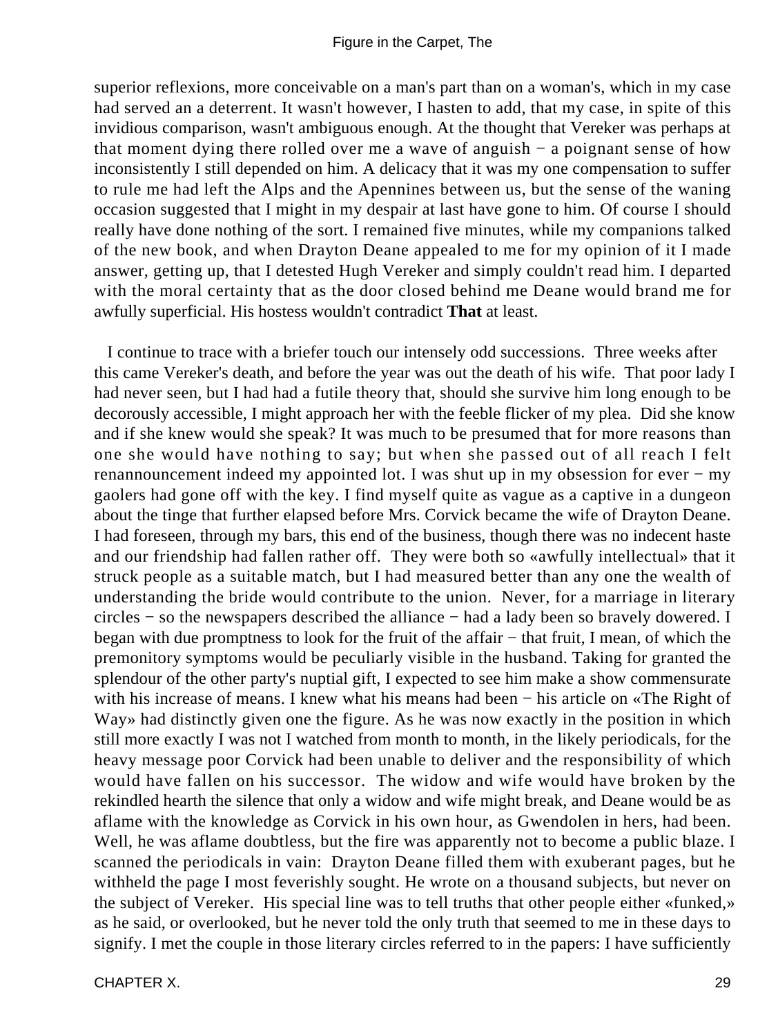superior reflexions, more conceivable on a man's part than on a woman's, which in my case had served an a deterrent. It wasn't however, I hasten to add, that my case, in spite of this invidious comparison, wasn't ambiguous enough. At the thought that Vereker was perhaps at that moment dying there rolled over me a wave of anguish − a poignant sense of how inconsistently I still depended on him. A delicacy that it was my one compensation to suffer to rule me had left the Alps and the Apennines between us, but the sense of the waning occasion suggested that I might in my despair at last have gone to him. Of course I should really have done nothing of the sort. I remained five minutes, while my companions talked of the new book, and when Drayton Deane appealed to me for my opinion of it I made answer, getting up, that I detested Hugh Vereker and simply couldn't read him. I departed with the moral certainty that as the door closed behind me Deane would brand me for awfully superficial. His hostess wouldn't contradict **That** at least.

I continue to trace with a briefer touch our intensely odd successions. Three weeks after this came Vereker's death, and before the year was out the death of his wife. That poor lady I had never seen, but I had had a futile theory that, should she survive him long enough to be decorously accessible, I might approach her with the feeble flicker of my plea. Did she know and if she knew would she speak? It was much to be presumed that for more reasons than one she would have nothing to say; but when she passed out of all reach I felt renannouncement indeed my appointed lot. I was shut up in my obsession for ever − my gaolers had gone off with the key. I find myself quite as vague as a captive in a dungeon about the tinge that further elapsed before Mrs. Corvick became the wife of Drayton Deane. I had foreseen, through my bars, this end of the business, though there was no indecent haste and our friendship had fallen rather off. They were both so «awfully intellectual» that it struck people as a suitable match, but I had measured better than any one the wealth of understanding the bride would contribute to the union. Never, for a marriage in literary circles − so the newspapers described the alliance − had a lady been so bravely dowered. I began with due promptness to look for the fruit of the affair − that fruit, I mean, of which the premonitory symptoms would be peculiarly visible in the husband. Taking for granted the splendour of the other party's nuptial gift, I expected to see him make a show commensurate with his increase of means. I knew what his means had been − his article on «The Right of Way» had distinctly given one the figure. As he was now exactly in the position in which still more exactly I was not I watched from month to month, in the likely periodicals, for the heavy message poor Corvick had been unable to deliver and the responsibility of which would have fallen on his successor. The widow and wife would have broken by the rekindled hearth the silence that only a widow and wife might break, and Deane would be as aflame with the knowledge as Corvick in his own hour, as Gwendolen in hers, had been. Well, he was aflame doubtless, but the fire was apparently not to become a public blaze. I scanned the periodicals in vain: Drayton Deane filled them with exuberant pages, but he withheld the page I most feverishly sought. He wrote on a thousand subjects, but never on the subject of Vereker. His special line was to tell truths that other people either «funked,» as he said, or overlooked, but he never told the only truth that seemed to me in these days to signify. I met the couple in those literary circles referred to in the papers: I have sufficiently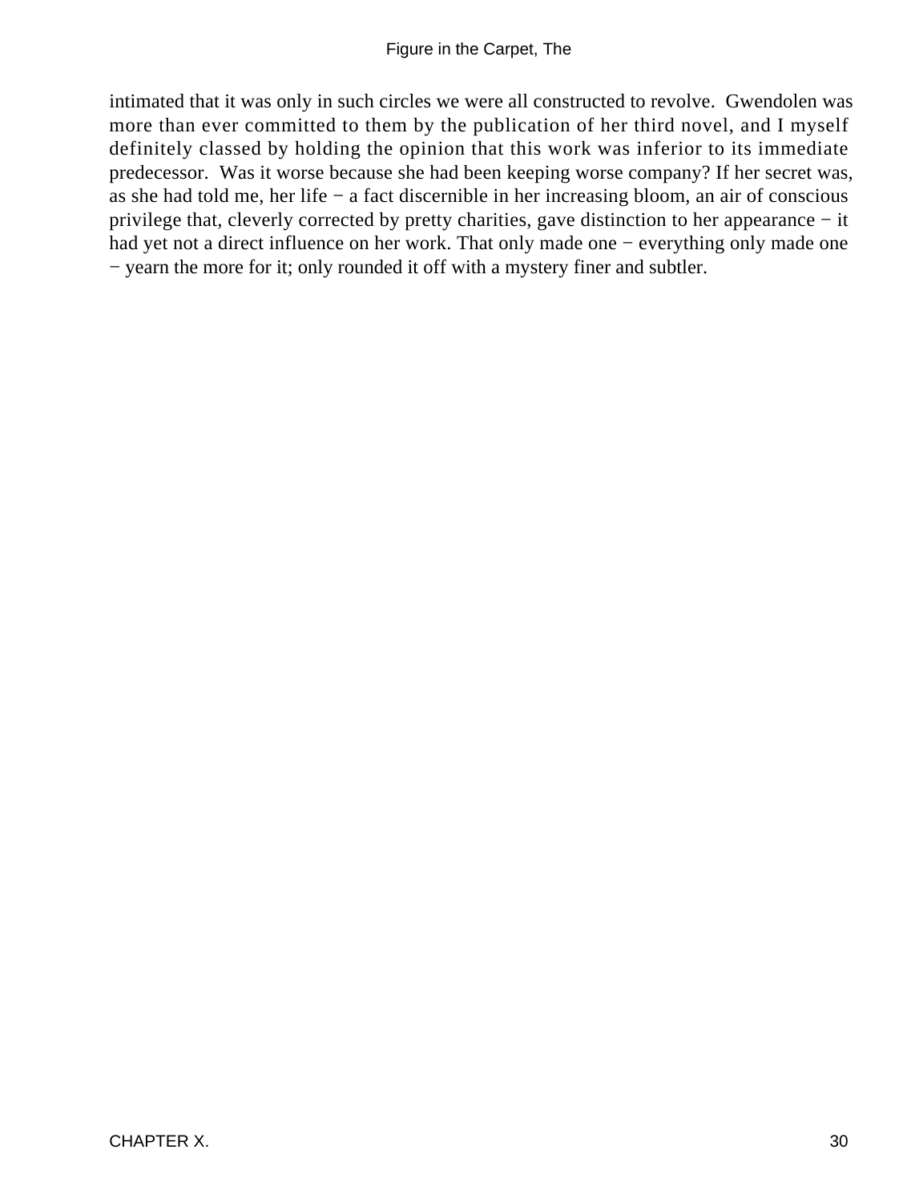intimated that it was only in such circles we were all constructed to revolve. Gwendolen was more than ever committed to them by the publication of her third novel, and I myself definitely classed by holding the opinion that this work was inferior to its immediate predecessor. Was it worse because she had been keeping worse company? If her secret was, as she had told me, her life − a fact discernible in her increasing bloom, an air of conscious privilege that, cleverly corrected by pretty charities, gave distinction to her appearance − it had yet not a direct influence on her work. That only made one − everything only made one − yearn the more for it; only rounded it off with a mystery finer and subtler.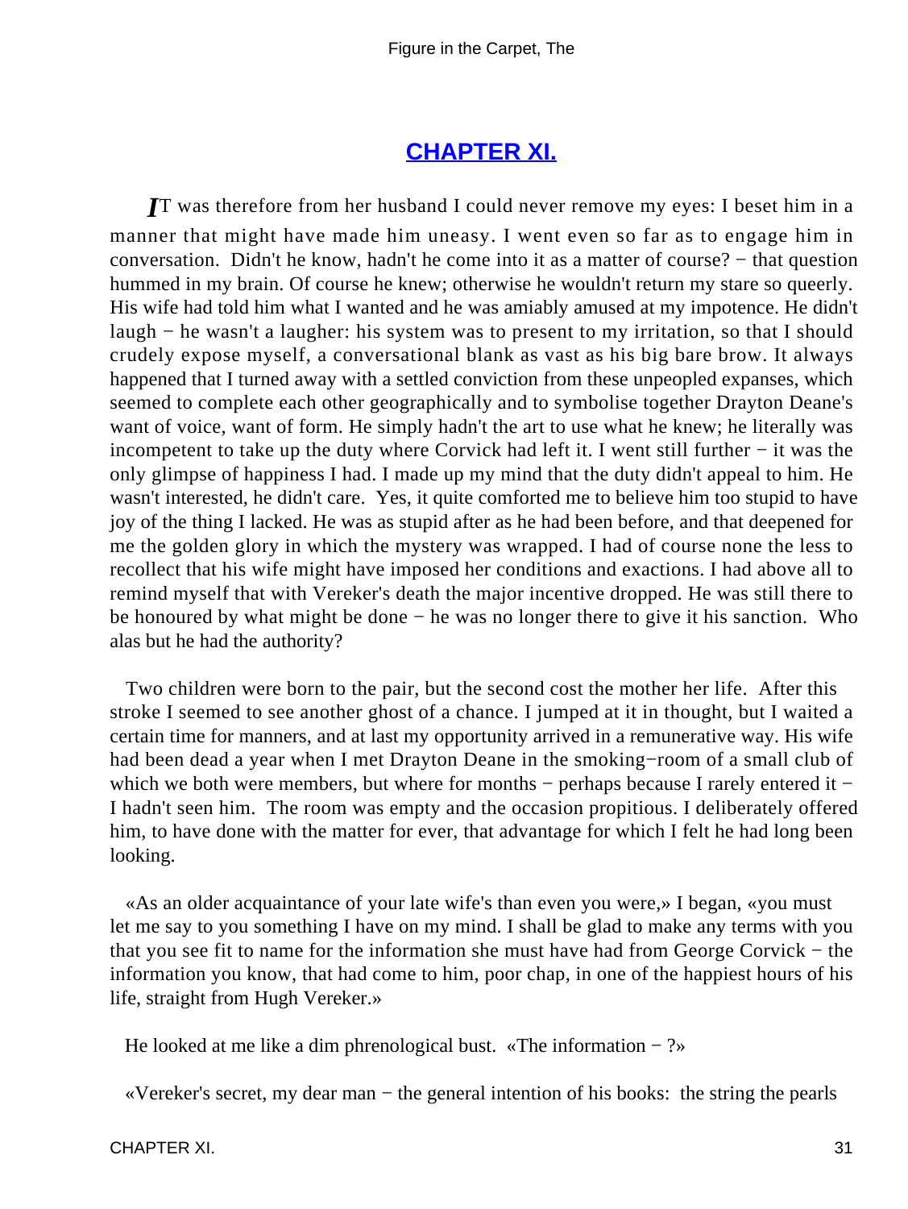## CHAPTER XI.

*I*T was therefore from her husband I could never remove my eyes: I beset him in a manner that might have made him uneasy. I went even so far as to engage him in conversation. Didn't he know, hadn't he come into it as a matter of course? − that question hummed in my brain. Of course he knew; otherwise he wouldn't return my stare so queerly. His wife had told him what I wanted and he was amiably amused at my impotence. He didn't laugh − he wasn't a laugher: his system was to present to my irritation, so that I should crudely expose myself, a conversational blank as vast as his big bare brow. It always happened that I turned away with a settled conviction from these unpeopled expanses, which seemed to complete each other geographically and to symbolise together Drayton Deane's want of voice, want of form. He simply hadn't the art to use what he knew; he literally was incompetent to take up the duty where Corvick had left it. I went still further − it was the only glimpse of happiness I had. I made up my mind that the duty didn't appeal to him. He wasn't interested, he didn't care. Yes, it quite comforted me to believe him too stupid to have joy of the thing I lacked. He was as stupid after as he had been before, and that deepened for me the golden glory in which the mystery was wrapped. I had of course none the less to recollect that his wife might have imposed her conditions and exactions. I had above all to remind myself that with Vereker's death the major incentive dropped. He was still there to be honoured by what might be done − he was no longer there to give it his sanction. Who alas but he had the authority?

Two children were born to the pair, but the second cost the mother her life. After this stroke I seemed to see another ghost of a chance. I jumped at it in thought, but I waited a certain time for manners, and at last my opportunity arrived in a remunerative way. His wife had been dead a year when I met Drayton Deane in the smoking−room of a small club of which we both were members, but where for months − perhaps because I rarely entered it − I hadn't seen him. The room was empty and the occasion propitious. I deliberately offered him, to have done with the matter for ever, that advantage for which I felt he had long been looking.

«As an older acquaintance of your late wife's than even you were,» I began, «you must let me say to you something I have on my mind. I shall be glad to make any terms with you that you see fit to name for the information she must have had from George Corvick − the information you know, that had come to him, poor chap, in one of the happiest hours of his life, straight from Hugh Vereker.»

He looked at me like a dim phrenological bust. «The information − ?»

«Vereker's secret, my dear man − the general intention of his books: the string the pearls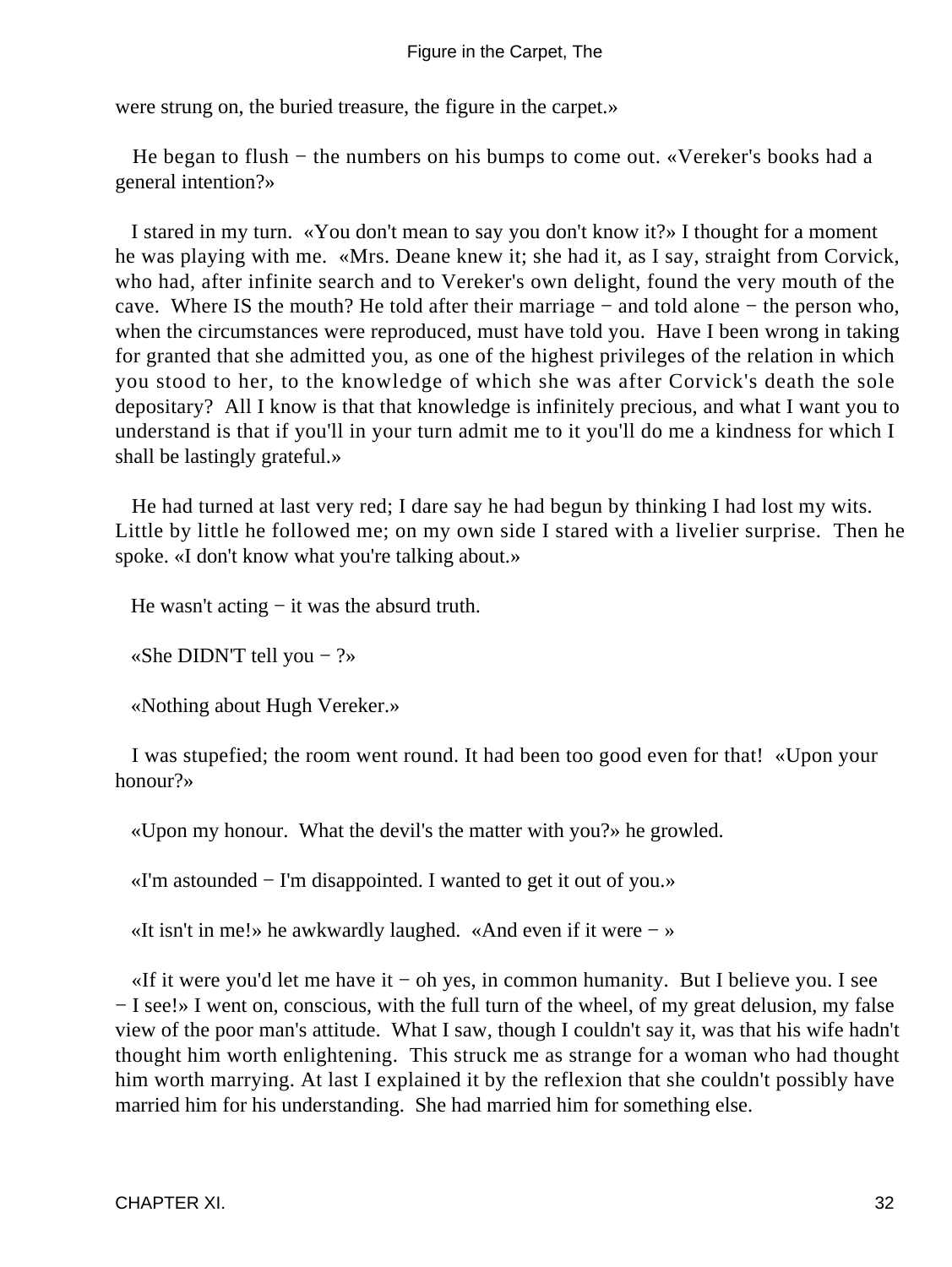were strung on, the buried treasure, the figure in the carpet.»

He began to flush − the numbers on his bumps to come out. «Vereker's books had a general intention?»

I stared in my turn. «You don't mean to say you don't know it?» I thought for a moment he was playing with me. «Mrs. Deane knew it; she had it, as I say, straight from Corvick, who had, after infinite search and to Vereker's own delight, found the very mouth of the cave. Where IS the mouth? He told after their marriage − and told alone − the person who, when the circumstances were reproduced, must have told you. Have I been wrong in taking for granted that she admitted you, as one of the highest privileges of the relation in which you stood to her, to the knowledge of which she was after Corvick's death the sole depositary? All I know is that that knowledge is infinitely precious, and what I want you to understand is that if you'll in your turn admit me to it you'll do me a kindness for which I shall be lastingly grateful.»

He had turned at last very red; I dare say he had begun by thinking I had lost my wits. Little by little he followed me; on my own side I stared with a livelier surprise. Then he spoke. «I don't know what you're talking about.»

He wasn't acting − it was the absurd truth.

«She DIDN'T tell you − ?»

«Nothing about Hugh Vereker.»

I was stupefied; the room went round. It had been too good even for that! «Upon your honour?»

«Upon my honour. What the devil's the matter with you?» he growled.

«I'm astounded − I'm disappointed. I wanted to get it out of you.»

«It isn't in me!» he awkwardly laughed. «And even if it were − »

«If it were you'd let me have it − oh yes, in common humanity. But I believe you. I see − I see!» I went on, conscious, with the full turn of the wheel, of my great delusion, my false view of the poor man's attitude. What I saw, though I couldn't say it, was that his wife hadn't thought him worth enlightening. This struck me as strange for a woman who had thought him worth marrying. At last I explained it by the reflexion that she couldn't possibly have married him for his understanding. She had married him for something else.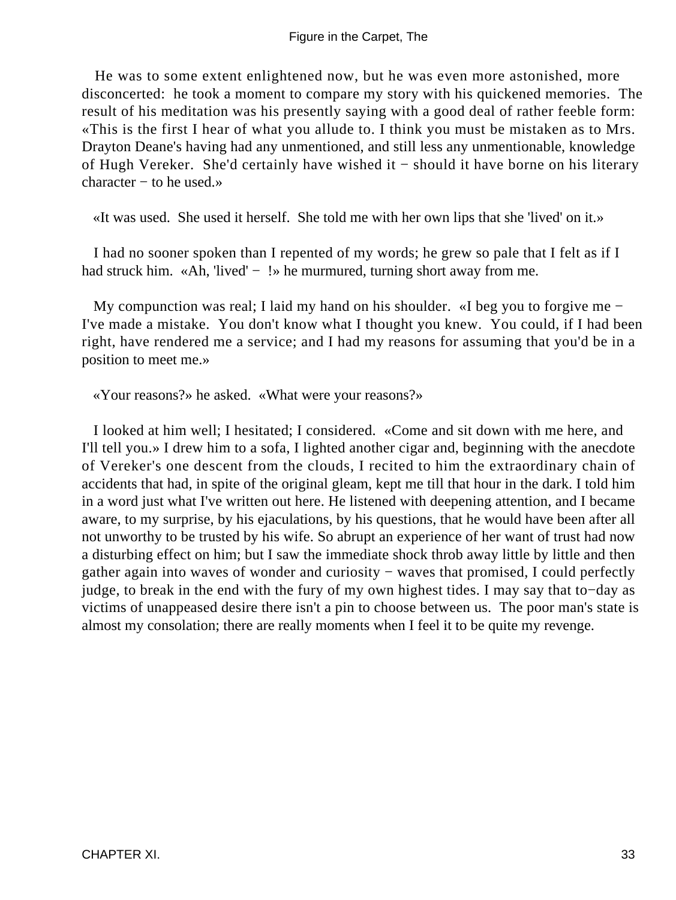He was to some extent enlightened now, but he was even more astonished, more disconcerted: he took a moment to compare my story with his quickened memories. The result of his meditation was his presently saying with a good deal of rather feeble form: «This is the first I hear of what you allude to. I think you must be mistaken as to Mrs. Drayton Deane's having had any unmentioned, and still less any unmentionable, knowledge of Hugh Vereker. She'd certainly have wished it − should it have borne on his literary character − to he used.»

«It was used. She used it herself. She told me with her own lips that she 'lived' on it.»

I had no sooner spoken than I repented of my words; he grew so pale that I felt as if I had struck him. «Ah, 'lived' − !» he murmured, turning short away from me.

My compunction was real; I laid my hand on his shoulder. «I beg you to forgive me − I've made a mistake. You don't know what I thought you knew. You could, if I had been right, have rendered me a service; and I had my reasons for assuming that you'd be in a position to meet me.»

«Your reasons?» he asked. «What were your reasons?»

I looked at him well; I hesitated; I considered. «Come and sit down with me here, and I'll tell you.» I drew him to a sofa, I lighted another cigar and, beginning with the anecdote of Vereker's one descent from the clouds, I recited to him the extraordinary chain of accidents that had, in spite of the original gleam, kept me till that hour in the dark. I told him in a word just what I've written out here. He listened with deepening attention, and I became aware, to my surprise, by his ejaculations, by his questions, that he would have been after all not unworthy to be trusted by his wife. So abrupt an experience of her want of trust had now a disturbing effect on him; but I saw the immediate shock throb away little by little and then gather again into waves of wonder and curiosity − waves that promised, I could perfectly judge, to break in the end with the fury of my own highest tides. I may say that to−day as victims of unappeased desire there isn't a pin to choose between us. The poor man's state is almost my consolation; there are really moments when I feel it to be quite my revenge.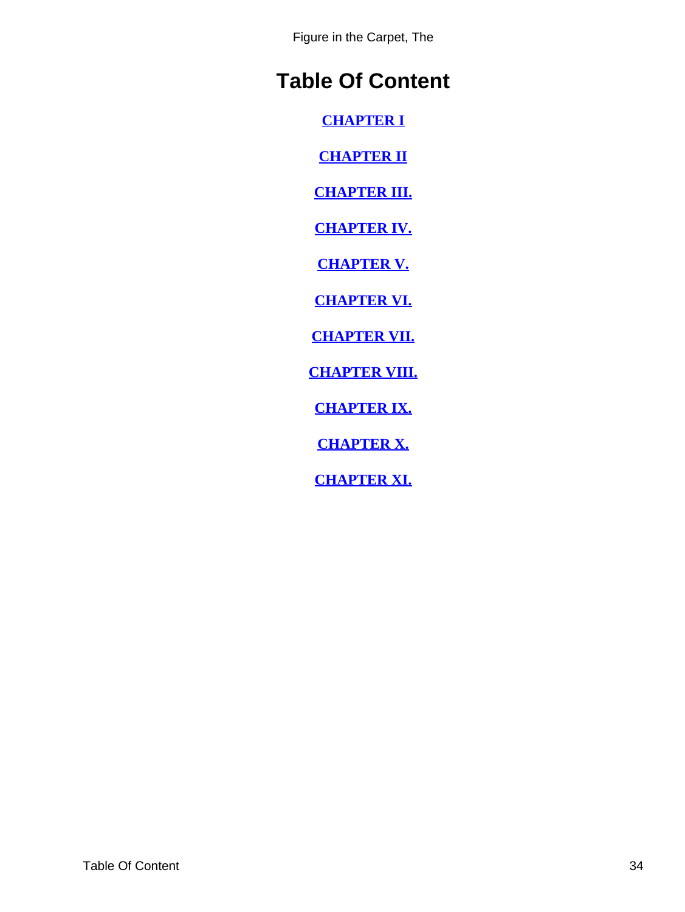# Table Of Content

**CHAPTER I**

**CHAPTER II**

**CHAPTER III.**

**CHAPTER IV.**

**CHAPTER V.**

**CHAPTER VI.**

**CHAPTER VII.**

**CHAPTER VIII.**

**CHAPTER IX.**

**CHAPTER X.**

**CHAPTER XI.**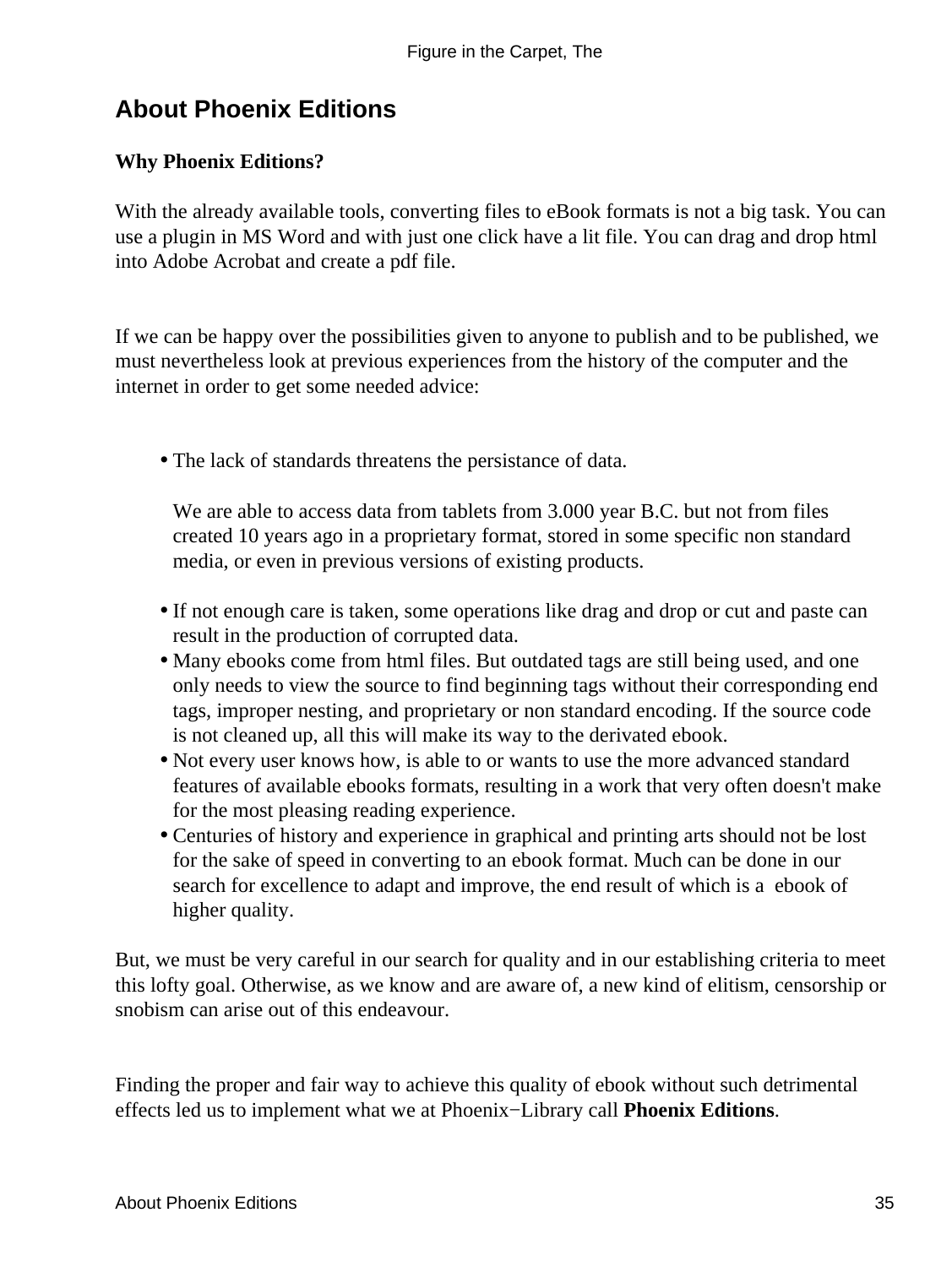## About Phoenix Editions

**Why Phoenix Editions?**

With the already available tools, converting files to eBook formats is not a big task. You can use a plugin in MS Word and with just one click have a lit file. You can drag and drop html into Adobe Acrobat and create a pdf file.

If we can be happy over the possibilities given to anyone to publish and to be published, we must nevertheless look at previous experiences from the history of the computer and the internet in order to get some needed advice:

- The lack of standards threatens the persistance of data.

  We are able to access data from tablets from 3.000 year B.C. but not from files created 10 years ago in a proprietary format, stored in some specific non standard media, or even in previous versions of existing products.
- If not enough care is taken, some operations like drag and drop or cut and paste can result in the production of corrupted data.
- Many ebooks come from html files. But outdated tags are still being used, and one only needs to view the source to find beginning tags without their corresponding end tags, improper nesting, and proprietary or non standard encoding. If the source code is not cleaned up, all this will make its way to the derivated ebook.
- Not every user knows how, is able to or wants to use the more advanced standard features of available ebooks formats, resulting in a work that very often doesn't make for the most pleasing reading experience.
- Centuries of history and experience in graphical and printing arts should not be lost for the sake of speed in converting to an ebook format. Much can be done in our search for excellence to adapt and improve, the end result of which is a ebook of higher quality.

But, we must be very careful in our search for quality and in our establishing criteria to meet this lofty goal. Otherwise, as we know and are aware of, a new kind of elitism, censorship or snobism can arise out of this endeavour.

Finding the proper and fair way to achieve this quality of ebook without such detrimental effects led us to implement what we at Phoenix−Library call **Phoenix Editions**.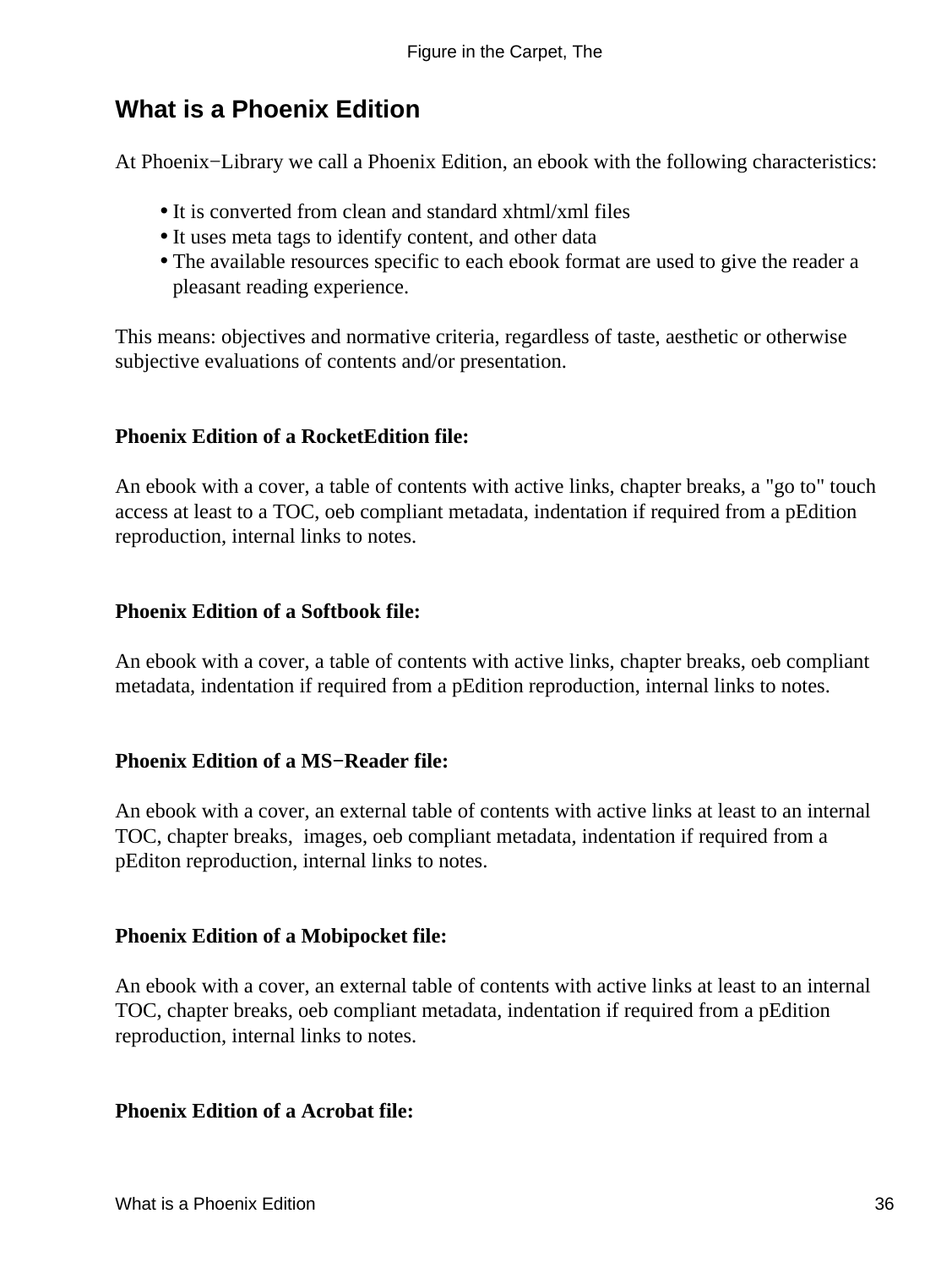## What is a Phoenix Edition

At Phoenix−Library we call a Phoenix Edition, an ebook with the following characteristics:

- It is converted from clean and standard xhtml/xml files
- It uses meta tags to identify content, and other data
- The available resources specific to each ebook format are used to give the reader a pleasant reading experience.

This means: objectives and normative criteria, regardless of taste, aesthetic or otherwise subjective evaluations of contents and/or presentation.

**Phoenix Edition of a RocketEdition file:**

An ebook with a cover, a table of contents with active links, chapter breaks, a "go to" touch access at least to a TOC, oeb compliant metadata, indentation if required from a pEdition reproduction, internal links to notes.

**Phoenix Edition of a Softbook file:**

An ebook with a cover, a table of contents with active links, chapter breaks, oeb compliant metadata, indentation if required from a pEdition reproduction, internal links to notes.

**Phoenix Edition of a MS−Reader file:**

An ebook with a cover, an external table of contents with active links at least to an internal TOC, chapter breaks, images, oeb compliant metadata, indentation if required from a pEditon reproduction, internal links to notes.

**Phoenix Edition of a Mobipocket file:**

An ebook with a cover, an external table of contents with active links at least to an internal TOC, chapter breaks, oeb compliant metadata, indentation if required from a pEdition reproduction, internal links to notes.

**Phoenix Edition of a Acrobat file:**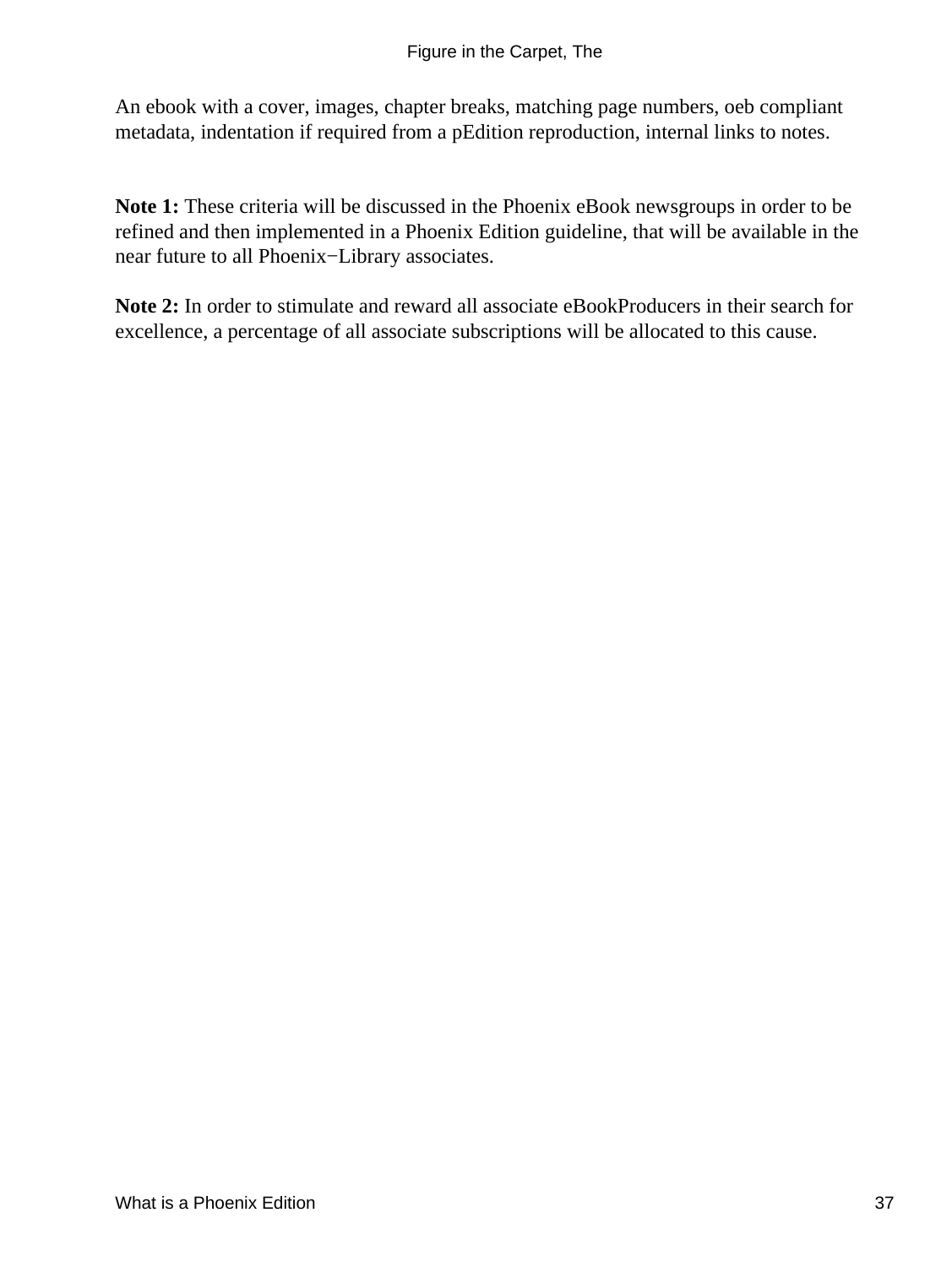An ebook with a cover, images, chapter breaks, matching page numbers, oeb compliant metadata, indentation if required from a pEdition reproduction, internal links to notes.

**Note 1:** These criteria will be discussed in the Phoenix eBook newsgroups in order to be refined and then implemented in a Phoenix Edition guideline, that will be available in the near future to all Phoenix−Library associates.

**Note 2:** In order to stimulate and reward all associate eBookProducers in their search for excellence, a percentage of all associate subscriptions will be allocated to this cause.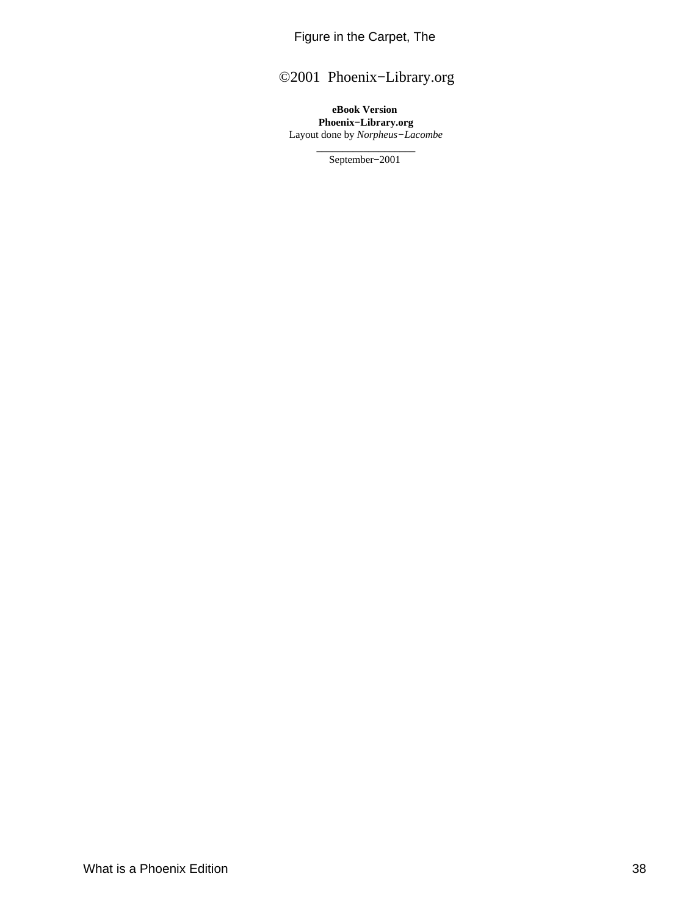©2001 Phoenix−Library.org

**eBook Version**
**Phoenix−Library.org**
Layout done by *Norpheus−Lacombe*

\_\_\_\_\_\_\_\_\_\_\_\_\_\_\_\_\_\_\_

September−2001